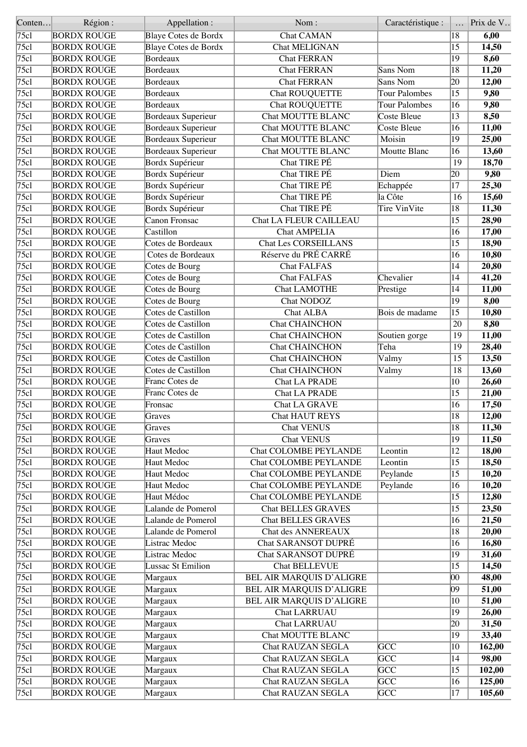| Conten… | Région : | Appellation : | Nom : | Caractéristique : | … | Prix de V… |
|---|---|---|---|---|---|---|
| 75cl | BORDX ROUGE | Blaye Cotes de Bordx | Chat CAMAN | | 18 | **6,00** |
| 75cl | BORDX ROUGE | Blaye Cotes de Bordx | Chat MELIGNAN | | 15 | **14,50** |
| 75cl | BORDX ROUGE | Bordeaux | Chat FERRAN | | 19 | **8,60** |
| 75cl | BORDX ROUGE | Bordeaux | Chat FERRAN | Sans Nom | 18 | **11,20** |
| 75cl | BORDX ROUGE | Bordeaux | Chat FERRAN | Sans Nom | 20 | **12,00** |
| 75cl | BORDX ROUGE | Bordeaux | Chat ROUQUETTE | Tour Palombes | 15 | **9,80** |
| 75cl | BORDX ROUGE | Bordeaux | Chat ROUQUETTE | Tour Palombes | 16 | **9,80** |
| 75cl | BORDX ROUGE | Bordeaux Superieur | Chat MOUTTE BLANC | Coste Bleue | 13 | **8,50** |
| 75cl | BORDX ROUGE | Bordeaux Superieur | Chat MOUTTE BLANC | Coste Bleue | 16 | **11,00** |
| 75cl | BORDX ROUGE | Bordeaux Superieur | Chat MOUTTE BLANC | Moisin | 19 | **25,00** |
| 75cl | BORDX ROUGE | Bordeaux Superieur | Chat MOUTTE BLANC | Moutte Blanc | 16 | **13,60** |
| 75cl | BORDX ROUGE | Bordx Supérieur | Chat TIRE PÉ | | 19 | **18,70** |
| 75cl | BORDX ROUGE | Bordx Supérieur | Chat TIRE PÉ | Diem | 20 | **9,80** |
| 75cl | BORDX ROUGE | Bordx Supérieur | Chat TIRE PÉ | Echappée | 17 | **25,30** |
| 75cl | BORDX ROUGE | Bordx Supérieur | Chat TIRE PÉ | la Côte | 16 | **15,60** |
| 75cl | BORDX ROUGE | Bordx Supérieur | Chat TIRE PÉ | Tire VinVite | 18 | **11,30** |
| 75cl | BORDX ROUGE | Canon Fronsac | Chat LA FLEUR CAILLEAU | | 15 | **28,90** |
| 75cl | BORDX ROUGE | Castillon | Chat AMPELIA | | 16 | **17,00** |
| 75cl | BORDX ROUGE | Cotes de Bordeaux | Chat Les CORSEILLANS | | 15 | **18,90** |
| 75cl | BORDX ROUGE | Cotes de Bordeaux | Réserve du PRÉ CARRÉ | | 16 | **10,80** |
| 75cl | BORDX ROUGE | Cotes de Bourg | Chat FALFAS | | 14 | **20,80** |
| 75cl | BORDX ROUGE | Cotes de Bourg | Chat FALFAS | Chevalier | 14 | **41,20** |
| 75cl | BORDX ROUGE | Cotes de Bourg | Chat LAMOTHE | Prestige | 14 | **11,00** |
| 75cl | BORDX ROUGE | Cotes de Bourg | Chat NODOZ | | 19 | **8,00** |
| 75cl | BORDX ROUGE | Cotes de Castillon | Chat ALBA | Bois de madame | 15 | **10,80** |
| 75cl | BORDX ROUGE | Cotes de Castillon | Chat CHAINCHON | | 20 | **8,80** |
| 75cl | BORDX ROUGE | Cotes de Castillon | Chat CHAINCHON | Soutien gorge | 19 | **11,00** |
| 75cl | BORDX ROUGE | Cotes de Castillon | Chat CHAINCHON | Teha | 19 | **28,40** |
| 75cl | BORDX ROUGE | Cotes de Castillon | Chat CHAINCHON | Valmy | 15 | **13,50** |
| 75cl | BORDX ROUGE | Cotes de Castillon | Chat CHAINCHON | Valmy | 18 | **13,60** |
| 75cl | BORDX ROUGE | Franc Cotes de | Chat LA PRADE | | 10 | **26,60** |
| 75cl | BORDX ROUGE | Franc Cotes de | Chat LA PRADE | | 15 | **21,00** |
| 75cl | BORDX ROUGE | Fronsac | Chat LA GRAVE | | 16 | **17,50** |
| 75cl | BORDX ROUGE | Graves | Chat HAUT REYS | | 18 | **12,00** |
| 75cl | BORDX ROUGE | Graves | Chat VENUS | | 18 | **11,30** |
| 75cl | BORDX ROUGE | Graves | Chat VENUS | | 19 | **11,50** |
| 75cl | BORDX ROUGE | Haut Medoc | Chat COLOMBE PEYLANDE | Leontin | 12 | **18,00** |
| 75cl | BORDX ROUGE | Haut Medoc | Chat COLOMBE PEYLANDE | Leontin | 15 | **18,50** |
| 75cl | BORDX ROUGE | Haut Medoc | Chat COLOMBE PEYLANDE | Peylande | 15 | **10,20** |
| 75cl | BORDX ROUGE | Haut Medoc | Chat COLOMBE PEYLANDE | Peylande | 16 | **10,20** |
| 75cl | BORDX ROUGE | Haut Médoc | Chat COLOMBE PEYLANDE | | 15 | **12,80** |
| 75cl | BORDX ROUGE | Lalande de Pomerol | Chat BELLES GRAVES | | 15 | **23,50** |
| 75cl | BORDX ROUGE | Lalande de Pomerol | Chat BELLES GRAVES | | 16 | **21,50** |
| 75cl | BORDX ROUGE | Lalande de Pomerol | Chat des ANNEREAUX | | 18 | **20,00** |
| 75cl | BORDX ROUGE | Listrac Medoc | Chat SARANSOT DUPRÉ | | 16 | **16,80** |
| 75cl | BORDX ROUGE | Listrac Medoc | Chat SARANSOT DUPRÉ | | 19 | **31,60** |
| 75cl | BORDX ROUGE | Lussac St Emilion | Chat BELLEVUE | | 15 | **14,50** |
| 75cl | BORDX ROUGE | Margaux | BEL AIR MARQUIS D'ALIGRE | | 00 | **48,00** |
| 75cl | BORDX ROUGE | Margaux | BEL AIR MARQUIS D'ALIGRE | | 09 | **51,00** |
| 75cl | BORDX ROUGE | Margaux | BEL AIR MARQUIS D'ALIGRE | | 10 | **51,00** |
| 75cl | BORDX ROUGE | Margaux | Chat LARRUAU | | 19 | **26,00** |
| 75cl | BORDX ROUGE | Margaux | Chat LARRUAU | | 20 | **31,50** |
| 75cl | BORDX ROUGE | Margaux | Chat MOUTTE BLANC | | 19 | **33,40** |
| 75cl | BORDX ROUGE | Margaux | Chat RAUZAN SEGLA | GCC | 10 | **162,00** |
| 75cl | BORDX ROUGE | Margaux | Chat RAUZAN SEGLA | GCC | 14 | **98,00** |
| 75cl | BORDX ROUGE | Margaux | Chat RAUZAN SEGLA | GCC | 15 | **102,00** |
| 75cl | BORDX ROUGE | Margaux | Chat RAUZAN SEGLA | GCC | 16 | **125,00** |
| 75cl | BORDX ROUGE | Margaux | Chat RAUZAN SEGLA | GCC | 17 | **105,60** |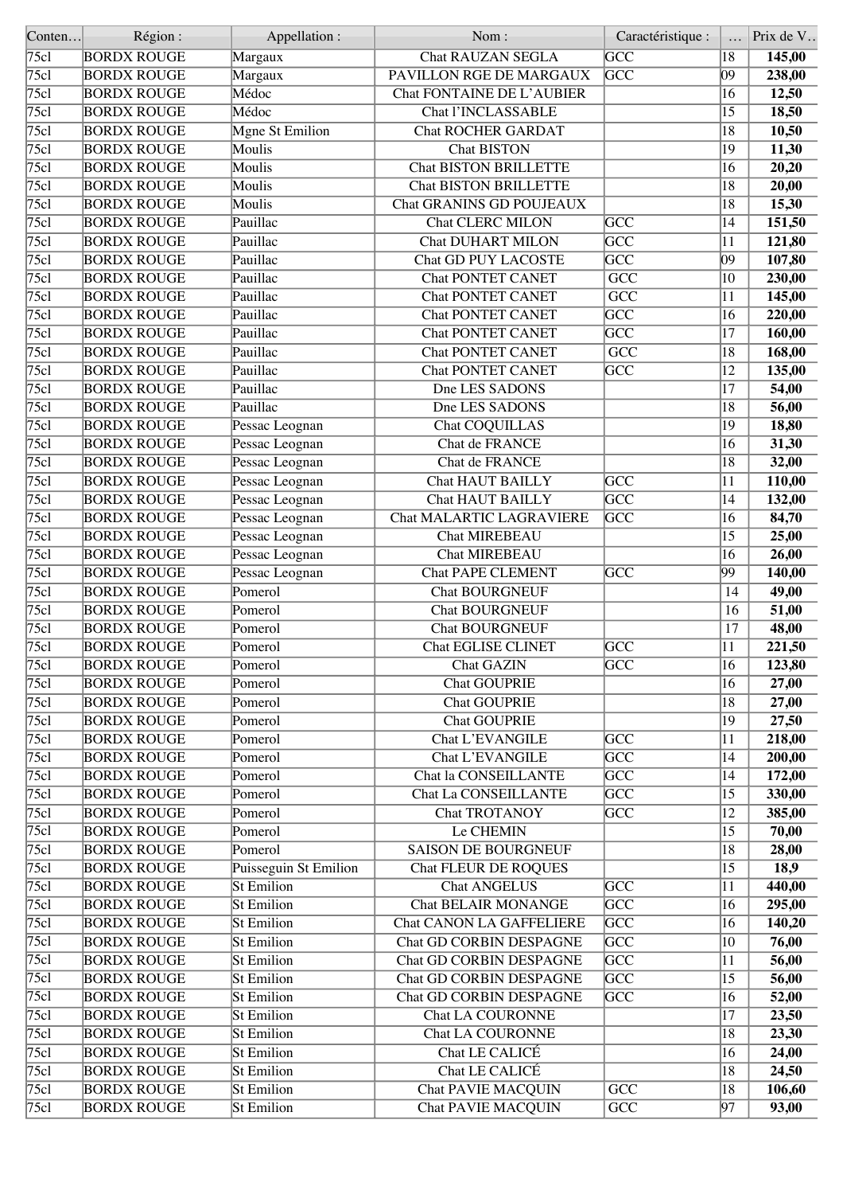| Conten… | Région : | Appellation : | Nom : | Caractéristique : | … | Prix de V… |
|---|---|---|---|---|---|---|
| 75cl | BORDX ROUGE | Margaux | Chat RAUZAN SEGLA | GCC | 18 | **145,00** |
| 75cl | BORDX ROUGE | Margaux | PAVILLON RGE DE MARGAUX | GCC | 09 | **238,00** |
| 75cl | BORDX ROUGE | Médoc | Chat FONTAINE DE L'AUBIER | | 16 | **12,50** |
| 75cl | BORDX ROUGE | Médoc | Chat l'INCLASSABLE | | 15 | **18,50** |
| 75cl | BORDX ROUGE | Mgne St Emilion | Chat ROCHER GARDAT | | 18 | **10,50** |
| 75cl | BORDX ROUGE | Moulis | Chat BISTON | | 19 | **11,30** |
| 75cl | BORDX ROUGE | Moulis | Chat BISTON BRILLETTE | | 16 | **20,20** |
| 75cl | BORDX ROUGE | Moulis | Chat BISTON BRILLETTE | | 18 | **20,00** |
| 75cl | BORDX ROUGE | Moulis | Chat GRANINS GD POUJEAUX | | 18 | **15,30** |
| 75cl | BORDX ROUGE | Pauillac | Chat CLERC MILON | GCC | 14 | **151,50** |
| 75cl | BORDX ROUGE | Pauillac | Chat DUHART MILON | GCC | 11 | **121,80** |
| 75cl | BORDX ROUGE | Pauillac | Chat GD PUY LACOSTE | GCC | 09 | **107,80** |
| 75cl | BORDX ROUGE | Pauillac | Chat PONTET CANET | GCC | 10 | **230,00** |
| 75cl | BORDX ROUGE | Pauillac | Chat PONTET CANET | GCC | 11 | **145,00** |
| 75cl | BORDX ROUGE | Pauillac | Chat PONTET CANET | GCC | 16 | **220,00** |
| 75cl | BORDX ROUGE | Pauillac | Chat PONTET CANET | GCC | 17 | **160,00** |
| 75cl | BORDX ROUGE | Pauillac | Chat PONTET CANET | GCC | 18 | **168,00** |
| 75cl | BORDX ROUGE | Pauillac | Chat PONTET CANET | GCC | 12 | **135,00** |
| 75cl | BORDX ROUGE | Pauillac | Dne LES SADONS | | 17 | **54,00** |
| 75cl | BORDX ROUGE | Pauillac | Dne LES SADONS | | 18 | **56,00** |
| 75cl | BORDX ROUGE | Pessac Leognan | Chat COQUILLAS | | 19 | **18,80** |
| 75cl | BORDX ROUGE | Pessac Leognan | Chat de FRANCE | | 16 | **31,30** |
| 75cl | BORDX ROUGE | Pessac Leognan | Chat de FRANCE | | 18 | **32,00** |
| 75cl | BORDX ROUGE | Pessac Leognan | Chat HAUT BAILLY | GCC | 11 | **110,00** |
| 75cl | BORDX ROUGE | Pessac Leognan | Chat HAUT BAILLY | GCC | 14 | **132,00** |
| 75cl | BORDX ROUGE | Pessac Leognan | Chat MALARTIC LAGRAVIERE | GCC | 16 | **84,70** |
| 75cl | BORDX ROUGE | Pessac Leognan | Chat MIREBEAU | | 15 | **25,00** |
| 75cl | BORDX ROUGE | Pessac Leognan | Chat MIREBEAU | | 16 | **26,00** |
| 75cl | BORDX ROUGE | Pessac Leognan | Chat PAPE CLEMENT | GCC | 99 | **140,00** |
| 75cl | BORDX ROUGE | Pomerol | Chat BOURGNEUF | | 14 | **49,00** |
| 75cl | BORDX ROUGE | Pomerol | Chat BOURGNEUF | | 16 | **51,00** |
| 75cl | BORDX ROUGE | Pomerol | Chat BOURGNEUF | | 17 | **48,00** |
| 75cl | BORDX ROUGE | Pomerol | Chat EGLISE CLINET | GCC | 11 | **221,50** |
| 75cl | BORDX ROUGE | Pomerol | Chat GAZIN | GCC | 16 | **123,80** |
| 75cl | BORDX ROUGE | Pomerol | Chat GOUPRIE | | 16 | **27,00** |
| 75cl | BORDX ROUGE | Pomerol | Chat GOUPRIE | | 18 | **27,00** |
| 75cl | BORDX ROUGE | Pomerol | Chat GOUPRIE | | 19 | **27,50** |
| 75cl | BORDX ROUGE | Pomerol | Chat L'EVANGILE | GCC | 11 | **218,00** |
| 75cl | BORDX ROUGE | Pomerol | Chat L'EVANGILE | GCC | 14 | **200,00** |
| 75cl | BORDX ROUGE | Pomerol | Chat la CONSEILLANTE | GCC | 14 | **172,00** |
| 75cl | BORDX ROUGE | Pomerol | Chat La CONSEILLANTE | GCC | 15 | **330,00** |
| 75cl | BORDX ROUGE | Pomerol | Chat TROTANOY | GCC | 12 | **385,00** |
| 75cl | BORDX ROUGE | Pomerol | Le CHEMIN | | 15 | **70,00** |
| 75cl | BORDX ROUGE | Pomerol | SAISON DE BOURGNEUF | | 18 | **28,00** |
| 75cl | BORDX ROUGE | Puisseguin St Emilion | Chat FLEUR DE ROQUES | | 15 | **18,9** |
| 75cl | BORDX ROUGE | St Emilion | Chat ANGELUS | GCC | 11 | **440,00** |
| 75cl | BORDX ROUGE | St Emilion | Chat BELAIR MONANGE | GCC | 16 | **295,00** |
| 75cl | BORDX ROUGE | St Emilion | Chat CANON LA GAFFELIERE | GCC | 16 | **140,20** |
| 75cl | BORDX ROUGE | St Emilion | Chat GD CORBIN DESPAGNE | GCC | 10 | **76,00** |
| 75cl | BORDX ROUGE | St Emilion | Chat GD CORBIN DESPAGNE | GCC | 11 | **56,00** |
| 75cl | BORDX ROUGE | St Emilion | Chat GD CORBIN DESPAGNE | GCC | 15 | **56,00** |
| 75cl | BORDX ROUGE | St Emilion | Chat GD CORBIN DESPAGNE | GCC | 16 | **52,00** |
| 75cl | BORDX ROUGE | St Emilion | Chat LA COURONNE | | 17 | **23,50** |
| 75cl | BORDX ROUGE | St Emilion | Chat LA COURONNE | | 18 | **23,30** |
| 75cl | BORDX ROUGE | St Emilion | Chat LE CALICÉ | | 16 | **24,00** |
| 75cl | BORDX ROUGE | St Emilion | Chat LE CALICÉ | | 18 | **24,50** |
| 75cl | BORDX ROUGE | St Emilion | Chat PAVIE MACQUIN | GCC | 18 | **106,60** |
| 75cl | BORDX ROUGE | St Emilion | Chat PAVIE MACQUIN | GCC | 97 | **93,00** |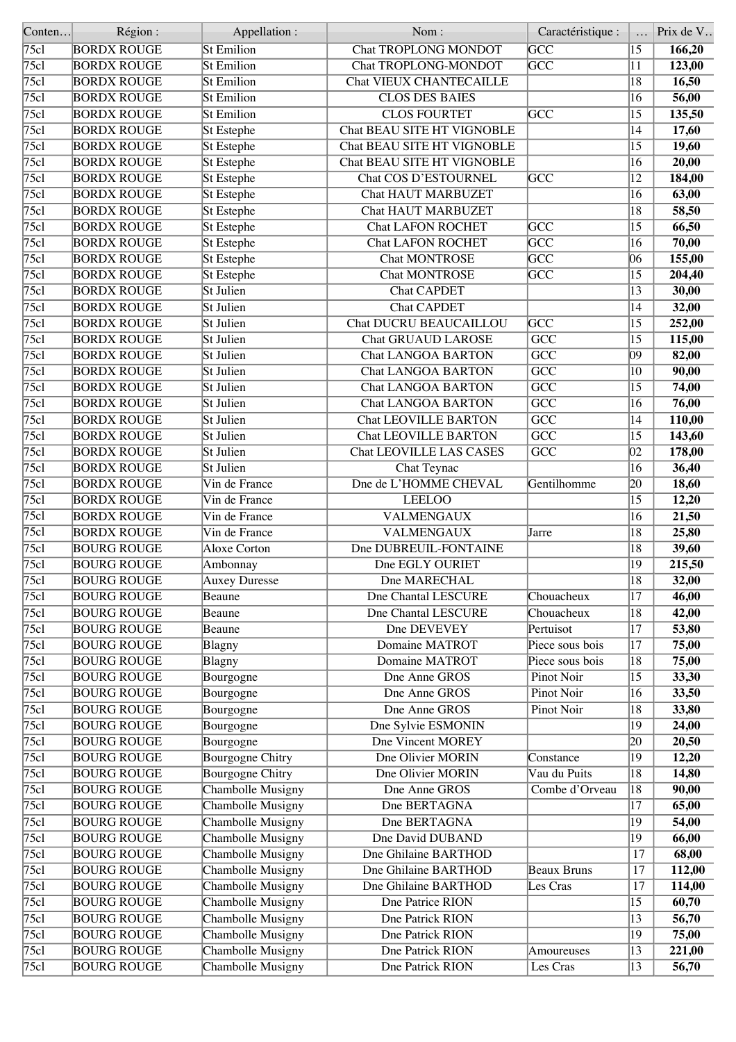| Conten… | Région : | Appellation : | Nom : | Caractéristique : | … | Prix de V… |
|---|---|---|---|---|---|---|
| 75cl | BORDX ROUGE | St Emilion | Chat TROPLONG MONDOT | GCC | 15 | **166,20** |
| 75cl | BORDX ROUGE | St Emilion | Chat TROPLONG-MONDOT | GCC | 11 | **123,00** |
| 75cl | BORDX ROUGE | St Emilion | Chat VIEUX CHANTECAILLE | | 18 | **16,50** |
| 75cl | BORDX ROUGE | St Emilion | CLOS DES BAIES | | 16 | **56,00** |
| 75cl | BORDX ROUGE | St Emilion | CLOS FOURTET | GCC | 15 | **135,50** |
| 75cl | BORDX ROUGE | St Estephe | Chat BEAU SITE HT VIGNOBLE | | 14 | **17,60** |
| 75cl | BORDX ROUGE | St Estephe | Chat BEAU SITE HT VIGNOBLE | | 15 | **19,60** |
| 75cl | BORDX ROUGE | St Estephe | Chat BEAU SITE HT VIGNOBLE | | 16 | **20,00** |
| 75cl | BORDX ROUGE | St Estephe | Chat COS D'ESTOURNEL | GCC | 12 | **184,00** |
| 75cl | BORDX ROUGE | St Estephe | Chat HAUT MARBUZET | | 16 | **63,00** |
| 75cl | BORDX ROUGE | St Estephe | Chat HAUT MARBUZET | | 18 | **58,50** |
| 75cl | BORDX ROUGE | St Estephe | Chat LAFON ROCHET | GCC | 15 | **66,50** |
| 75cl | BORDX ROUGE | St Estephe | Chat LAFON ROCHET | GCC | 16 | **70,00** |
| 75cl | BORDX ROUGE | St Estephe | Chat MONTROSE | GCC | 06 | **155,00** |
| 75cl | BORDX ROUGE | St Estephe | Chat MONTROSE | GCC | 15 | **204,40** |
| 75cl | BORDX ROUGE | St Julien | Chat CAPDET | | 13 | **30,00** |
| 75cl | BORDX ROUGE | St Julien | Chat CAPDET | | 14 | **32,00** |
| 75cl | BORDX ROUGE | St Julien | Chat DUCRU BEAUCAILLOU | GCC | 15 | **252,00** |
| 75cl | BORDX ROUGE | St Julien | Chat GRUAUD LAROSE | GCC | 15 | **115,00** |
| 75cl | BORDX ROUGE | St Julien | Chat LANGOA BARTON | GCC | 09 | **82,00** |
| 75cl | BORDX ROUGE | St Julien | Chat LANGOA BARTON | GCC | 10 | **90,00** |
| 75cl | BORDX ROUGE | St Julien | Chat LANGOA BARTON | GCC | 15 | **74,00** |
| 75cl | BORDX ROUGE | St Julien | Chat LANGOA BARTON | GCC | 16 | **76,00** |
| 75cl | BORDX ROUGE | St Julien | Chat LEOVILLE BARTON | GCC | 14 | **110,00** |
| 75cl | BORDX ROUGE | St Julien | Chat LEOVILLE BARTON | GCC | 15 | **143,60** |
| 75cl | BORDX ROUGE | St Julien | Chat LEOVILLE LAS CASES | GCC | 02 | **178,00** |
| 75cl | BORDX ROUGE | St Julien | Chat Teynac | | 16 | **36,40** |
| 75cl | BORDX ROUGE | Vin de France | Dne de L'HOMME CHEVAL | Gentilhomme | 20 | **18,60** |
| 75cl | BORDX ROUGE | Vin de France | LEELOO | | 15 | **12,20** |
| 75cl | BORDX ROUGE | Vin de France | VALMENGAUX | | 16 | **21,50** |
| 75cl | BORDX ROUGE | Vin de France | VALMENGAUX | Jarre | 18 | **25,80** |
| 75cl | BOURG ROUGE | Aloxe Corton | Dne DUBREUIL-FONTAINE | | 18 | **39,60** |
| 75cl | BOURG ROUGE | Ambonnay | Dne EGLY OURIET | | 19 | **215,50** |
| 75cl | BOURG ROUGE | Auxey Duresse | Dne MARECHAL | | 18 | **32,00** |
| 75cl | BOURG ROUGE | Beaune | Dne Chantal LESCURE | Chouacheux | 17 | **46,00** |
| 75cl | BOURG ROUGE | Beaune | Dne Chantal LESCURE | Chouacheux | 18 | **42,00** |
| 75cl | BOURG ROUGE | Beaune | Dne DEVEVEY | Pertuisot | 17 | **53,80** |
| 75cl | BOURG ROUGE | Blagny | Domaine MATROT | Piece sous bois | 17 | **75,00** |
| 75cl | BOURG ROUGE | Blagny | Domaine MATROT | Piece sous bois | 18 | **75,00** |
| 75cl | BOURG ROUGE | Bourgogne | Dne Anne GROS | Pinot Noir | 15 | **33,30** |
| 75cl | BOURG ROUGE | Bourgogne | Dne Anne GROS | Pinot Noir | 16 | **33,50** |
| 75cl | BOURG ROUGE | Bourgogne | Dne Anne GROS | Pinot Noir | 18 | **33,80** |
| 75cl | BOURG ROUGE | Bourgogne | Dne Sylvie ESMONIN | | 19 | **24,00** |
| 75cl | BOURG ROUGE | Bourgogne | Dne Vincent MOREY | | 20 | **20,50** |
| 75cl | BOURG ROUGE | Bourgogne Chitry | Dne Olivier MORIN | Constance | 19 | **12,20** |
| 75cl | BOURG ROUGE | Bourgogne Chitry | Dne Olivier MORIN | Vau du Puits | 18 | **14,80** |
| 75cl | BOURG ROUGE | Chambolle Musigny | Dne Anne GROS | Combe d'Orveau | 18 | **90,00** |
| 75cl | BOURG ROUGE | Chambolle Musigny | Dne BERTAGNA | | 17 | **65,00** |
| 75cl | BOURG ROUGE | Chambolle Musigny | Dne BERTAGNA | | 19 | **54,00** |
| 75cl | BOURG ROUGE | Chambolle Musigny | Dne David DUBAND | | 19 | **66,00** |
| 75cl | BOURG ROUGE | Chambolle Musigny | Dne Ghilaine BARTHOD | | 17 | **68,00** |
| 75cl | BOURG ROUGE | Chambolle Musigny | Dne Ghilaine BARTHOD | Beaux Bruns | 17 | **112,00** |
| 75cl | BOURG ROUGE | Chambolle Musigny | Dne Ghilaine BARTHOD | Les Cras | 17 | **114,00** |
| 75cl | BOURG ROUGE | Chambolle Musigny | Dne Patrice RION | | 15 | **60,70** |
| 75cl | BOURG ROUGE | Chambolle Musigny | Dne Patrick RION | | 13 | **56,70** |
| 75cl | BOURG ROUGE | Chambolle Musigny | Dne Patrick RION | | 19 | **75,00** |
| 75cl | BOURG ROUGE | Chambolle Musigny | Dne Patrick RION | Amoureuses | 13 | **221,00** |
| 75cl | BOURG ROUGE | Chambolle Musigny | Dne Patrick RION | Les Cras | 13 | **56,70** |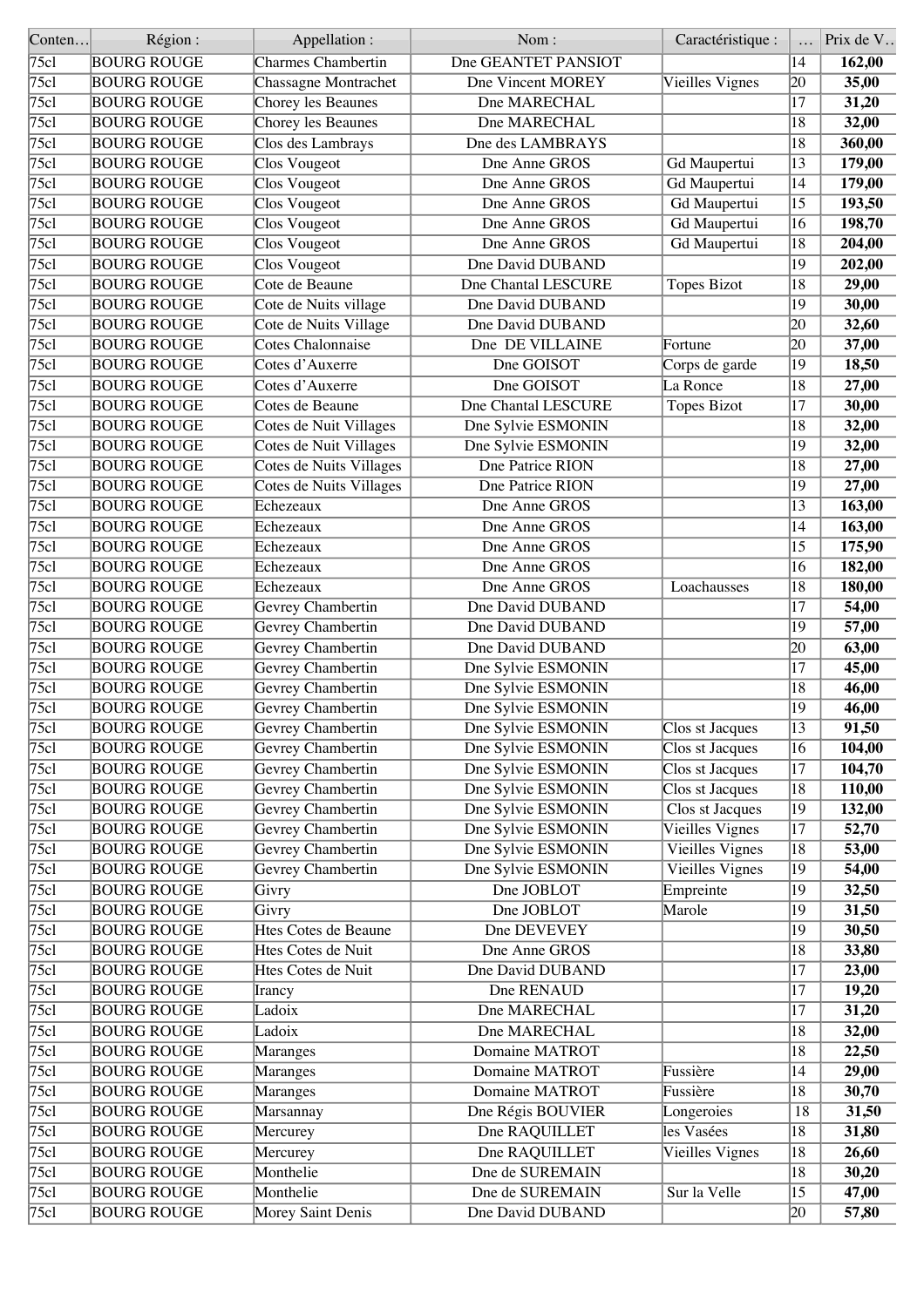| Conten… | Région : | Appellation : | Nom : | Caractéristique : | … | Prix de V.. |
|---|---|---|---|---|---|---|
| 75cl | BOURG ROUGE | Charmes Chambertin | Dne GEANTET PANSIOT | | 14 | **162,00** |
| 75cl | BOURG ROUGE | Chassagne Montrachet | Dne Vincent MOREY | Vieilles Vignes | 20 | **35,00** |
| 75cl | BOURG ROUGE | Chorey les Beaunes | Dne MARECHAL | | 17 | **31,20** |
| 75cl | BOURG ROUGE | Chorey les Beaunes | Dne MARECHAL | | 18 | **32,00** |
| 75cl | BOURG ROUGE | Clos des Lambrays | Dne des LAMBRAYS | | 18 | **360,00** |
| 75cl | BOURG ROUGE | Clos Vougeot | Dne Anne GROS | Gd Maupertui | 13 | **179,00** |
| 75cl | BOURG ROUGE | Clos Vougeot | Dne Anne GROS | Gd Maupertui | 14 | **179,00** |
| 75cl | BOURG ROUGE | Clos Vougeot | Dne Anne GROS | Gd Maupertui | 15 | **193,50** |
| 75cl | BOURG ROUGE | Clos Vougeot | Dne Anne GROS | Gd Maupertui | 16 | **198,70** |
| 75cl | BOURG ROUGE | Clos Vougeot | Dne Anne GROS | Gd Maupertui | 18 | **204,00** |
| 75cl | BOURG ROUGE | Clos Vougeot | Dne David DUBAND | | 19 | **202,00** |
| 75cl | BOURG ROUGE | Cote de Beaune | Dne Chantal LESCURE | Topes Bizot | 18 | **29,00** |
| 75cl | BOURG ROUGE | Cote de Nuits village | Dne David DUBAND | | 19 | **30,00** |
| 75cl | BOURG ROUGE | Cote de Nuits Village | Dne David DUBAND | | 20 | **32,60** |
| 75cl | BOURG ROUGE | Cotes Chalonnaise | Dne DE VILLAINE | Fortune | 20 | **37,00** |
| 75cl | BOURG ROUGE | Cotes d'Auxerre | Dne GOISOT | Corps de garde | 19 | **18,50** |
| 75cl | BOURG ROUGE | Cotes d'Auxerre | Dne GOISOT | La Ronce | 18 | **27,00** |
| 75cl | BOURG ROUGE | Cotes de Beaune | Dne Chantal LESCURE | Topes Bizot | 17 | **30,00** |
| 75cl | BOURG ROUGE | Cotes de Nuit Villages | Dne Sylvie ESMONIN | | 18 | **32,00** |
| 75cl | BOURG ROUGE | Cotes de Nuit Villages | Dne Sylvie ESMONIN | | 19 | **32,00** |
| 75cl | BOURG ROUGE | Cotes de Nuits Villages | Dne Patrice RION | | 18 | **27,00** |
| 75cl | BOURG ROUGE | Cotes de Nuits Villages | Dne Patrice RION | | 19 | **27,00** |
| 75cl | BOURG ROUGE | Echezeaux | Dne Anne GROS | | 13 | **163,00** |
| 75cl | BOURG ROUGE | Echezeaux | Dne Anne GROS | | 14 | **163,00** |
| 75cl | BOURG ROUGE | Echezeaux | Dne Anne GROS | | 15 | **175,90** |
| 75cl | BOURG ROUGE | Echezeaux | Dne Anne GROS | | 16 | **182,00** |
| 75cl | BOURG ROUGE | Echezeaux | Dne Anne GROS | Loachausses | 18 | **180,00** |
| 75cl | BOURG ROUGE | Gevrey Chambertin | Dne David DUBAND | | 17 | **54,00** |
| 75cl | BOURG ROUGE | Gevrey Chambertin | Dne David DUBAND | | 19 | **57,00** |
| 75cl | BOURG ROUGE | Gevrey Chambertin | Dne David DUBAND | | 20 | **63,00** |
| 75cl | BOURG ROUGE | Gevrey Chambertin | Dne Sylvie ESMONIN | | 17 | **45,00** |
| 75cl | BOURG ROUGE | Gevrey Chambertin | Dne Sylvie ESMONIN | | 18 | **46,00** |
| 75cl | BOURG ROUGE | Gevrey Chambertin | Dne Sylvie ESMONIN | | 19 | **46,00** |
| 75cl | BOURG ROUGE | Gevrey Chambertin | Dne Sylvie ESMONIN | Clos st Jacques | 13 | **91,50** |
| 75cl | BOURG ROUGE | Gevrey Chambertin | Dne Sylvie ESMONIN | Clos st Jacques | 16 | **104,00** |
| 75cl | BOURG ROUGE | Gevrey Chambertin | Dne Sylvie ESMONIN | Clos st Jacques | 17 | **104,70** |
| 75cl | BOURG ROUGE | Gevrey Chambertin | Dne Sylvie ESMONIN | Clos st Jacques | 18 | **110,00** |
| 75cl | BOURG ROUGE | Gevrey Chambertin | Dne Sylvie ESMONIN | Clos st Jacques | 19 | **132,00** |
| 75cl | BOURG ROUGE | Gevrey Chambertin | Dne Sylvie ESMONIN | Vieilles Vignes | 17 | **52,70** |
| 75cl | BOURG ROUGE | Gevrey Chambertin | Dne Sylvie ESMONIN | Vieilles Vignes | 18 | **53,00** |
| 75cl | BOURG ROUGE | Gevrey Chambertin | Dne Sylvie ESMONIN | Vieilles Vignes | 19 | **54,00** |
| 75cl | BOURG ROUGE | Givry | Dne JOBLOT | Empreinte | 19 | **32,50** |
| 75cl | BOURG ROUGE | Givry | Dne JOBLOT | Marole | 19 | **31,50** |
| 75cl | BOURG ROUGE | Htes Cotes de Beaune | Dne DEVEVEY | | 19 | **30,50** |
| 75cl | BOURG ROUGE | Htes Cotes de Nuit | Dne Anne GROS | | 18 | **33,80** |
| 75cl | BOURG ROUGE | Htes Cotes de Nuit | Dne David DUBAND | | 17 | **23,00** |
| 75cl | BOURG ROUGE | Irancy | Dne RENAUD | | 17 | **19,20** |
| 75cl | BOURG ROUGE | Ladoix | Dne MARECHAL | | 17 | **31,20** |
| 75cl | BOURG ROUGE | Ladoix | Dne MARECHAL | | 18 | **32,00** |
| 75cl | BOURG ROUGE | Maranges | Domaine MATROT | | 18 | **22,50** |
| 75cl | BOURG ROUGE | Maranges | Domaine MATROT | Fussière | 14 | **29,00** |
| 75cl | BOURG ROUGE | Maranges | Domaine MATROT | Fussière | 18 | **30,70** |
| 75cl | BOURG ROUGE | Marsannay | Dne Régis BOUVIER | Longeroies | 18 | **31,50** |
| 75cl | BOURG ROUGE | Mercurey | Dne RAQUILLET | les Vasées | 18 | **31,80** |
| 75cl | BOURG ROUGE | Mercurey | Dne RAQUILLET | Vieilles Vignes | 18 | **26,60** |
| 75cl | BOURG ROUGE | Monthelie | Dne de SUREMAIN | | 18 | **30,20** |
| 75cl | BOURG ROUGE | Monthelie | Dne de SUREMAIN | Sur la Velle | 15 | **47,00** |
| 75cl | BOURG ROUGE | Morey Saint Denis | Dne David DUBAND | | 20 | **57,80** |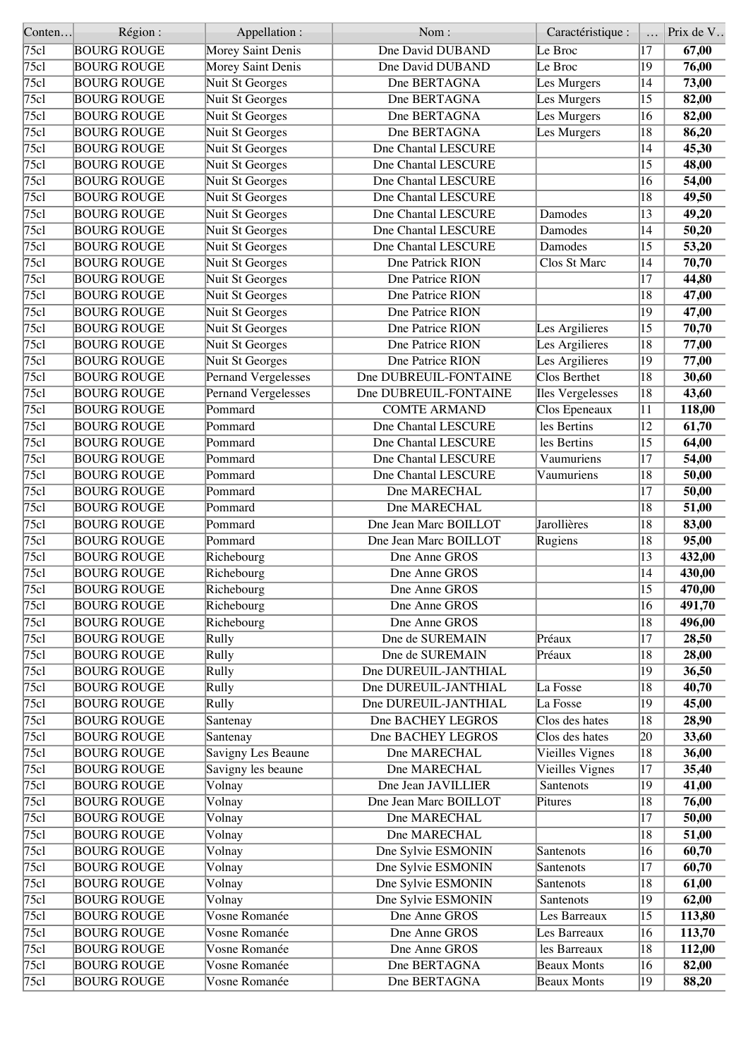| Conten… | Région : | Appellation : | Nom : | Caractéristique : | … | Prix de V… |
|---|---|---|---|---|---|---|
| 75cl | BOURG ROUGE | Morey Saint Denis | Dne David DUBAND | Le Broc | 17 | **67,00** |
| 75cl | BOURG ROUGE | Morey Saint Denis | Dne David DUBAND | Le Broc | 19 | **76,00** |
| 75cl | BOURG ROUGE | Nuit St Georges | Dne BERTAGNA | Les Murgers | 14 | **73,00** |
| 75cl | BOURG ROUGE | Nuit St Georges | Dne BERTAGNA | Les Murgers | 15 | **82,00** |
| 75cl | BOURG ROUGE | Nuit St Georges | Dne BERTAGNA | Les Murgers | 16 | **82,00** |
| 75cl | BOURG ROUGE | Nuit St Georges | Dne BERTAGNA | Les Murgers | 18 | **86,20** |
| 75cl | BOURG ROUGE | Nuit St Georges | Dne Chantal LESCURE | | 14 | **45,30** |
| 75cl | BOURG ROUGE | Nuit St Georges | Dne Chantal LESCURE | | 15 | **48,00** |
| 75cl | BOURG ROUGE | Nuit St Georges | Dne Chantal LESCURE | | 16 | **54,00** |
| 75cl | BOURG ROUGE | Nuit St Georges | Dne Chantal LESCURE | | 18 | **49,50** |
| 75cl | BOURG ROUGE | Nuit St Georges | Dne Chantal LESCURE | Damodes | 13 | **49,20** |
| 75cl | BOURG ROUGE | Nuit St Georges | Dne Chantal LESCURE | Damodes | 14 | **50,20** |
| 75cl | BOURG ROUGE | Nuit St Georges | Dne Chantal LESCURE | Damodes | 15 | **53,20** |
| 75cl | BOURG ROUGE | Nuit St Georges | Dne Patrick RION | Clos St Marc | 14 | **70,70** |
| 75cl | BOURG ROUGE | Nuit St Georges | Dne Patrice RION | | 17 | **44,80** |
| 75cl | BOURG ROUGE | Nuit St Georges | Dne Patrice RION | | 18 | **47,00** |
| 75cl | BOURG ROUGE | Nuit St Georges | Dne Patrice RION | | 19 | **47,00** |
| 75cl | BOURG ROUGE | Nuit St Georges | Dne Patrice RION | Les Argilieres | 15 | **70,70** |
| 75cl | BOURG ROUGE | Nuit St Georges | Dne Patrice RION | Les Argilieres | 18 | **77,00** |
| 75cl | BOURG ROUGE | Nuit St Georges | Dne Patrice RION | Les Argilieres | 19 | **77,00** |
| 75cl | BOURG ROUGE | Pernand Vergelesses | Dne DUBREUIL-FONTAINE | Clos Berthet | 18 | **30,60** |
| 75cl | BOURG ROUGE | Pernand Vergelesses | Dne DUBREUIL-FONTAINE | Iles Vergelesses | 18 | **43,60** |
| 75cl | BOURG ROUGE | Pommard | COMTE ARMAND | Clos Epeneaux | 11 | **118,00** |
| 75cl | BOURG ROUGE | Pommard | Dne Chantal LESCURE | les Bertins | 12 | **61,70** |
| 75cl | BOURG ROUGE | Pommard | Dne Chantal LESCURE | les Bertins | 15 | **64,00** |
| 75cl | BOURG ROUGE | Pommard | Dne Chantal LESCURE | Vaumuriens | 17 | **54,00** |
| 75cl | BOURG ROUGE | Pommard | Dne Chantal LESCURE | Vaumuriens | 18 | **50,00** |
| 75cl | BOURG ROUGE | Pommard | Dne MARECHAL | | 17 | **50,00** |
| 75cl | BOURG ROUGE | Pommard | Dne MARECHAL | | 18 | **51,00** |
| 75cl | BOURG ROUGE | Pommard | Dne Jean Marc BOILLOT | Jarollières | 18 | **83,00** |
| 75cl | BOURG ROUGE | Pommard | Dne Jean Marc BOILLOT | Rugiens | 18 | **95,00** |
| 75cl | BOURG ROUGE | Richebourg | Dne Anne GROS | | 13 | **432,00** |
| 75cl | BOURG ROUGE | Richebourg | Dne Anne GROS | | 14 | **430,00** |
| 75cl | BOURG ROUGE | Richebourg | Dne Anne GROS | | 15 | **470,00** |
| 75cl | BOURG ROUGE | Richebourg | Dne Anne GROS | | 16 | **491,70** |
| 75cl | BOURG ROUGE | Richebourg | Dne Anne GROS | | 18 | **496,00** |
| 75cl | BOURG ROUGE | Rully | Dne de SUREMAIN | Préaux | 17 | **28,50** |
| 75cl | BOURG ROUGE | Rully | Dne de SUREMAIN | Préaux | 18 | **28,00** |
| 75cl | BOURG ROUGE | Rully | Dne DUREUIL-JANTHIAL | | 19 | **36,50** |
| 75cl | BOURG ROUGE | Rully | Dne DUREUIL-JANTHIAL | La Fosse | 18 | **40,70** |
| 75cl | BOURG ROUGE | Rully | Dne DUREUIL-JANTHIAL | La Fosse | 19 | **45,00** |
| 75cl | BOURG ROUGE | Santenay | Dne BACHEY LEGROS | Clos des hates | 18 | **28,90** |
| 75cl | BOURG ROUGE | Santenay | Dne BACHEY LEGROS | Clos des hates | 20 | **33,60** |
| 75cl | BOURG ROUGE | Savigny Les Beaune | Dne MARECHAL | Vieilles Vignes | 18 | **36,00** |
| 75cl | BOURG ROUGE | Savigny les beaune | Dne MARECHAL | Vieilles Vignes | 17 | **35,40** |
| 75cl | BOURG ROUGE | Volnay | Dne Jean JAVILLIER | Santenots | 19 | **41,00** |
| 75cl | BOURG ROUGE | Volnay | Dne Jean Marc BOILLOT | Pitures | 18 | **76,00** |
| 75cl | BOURG ROUGE | Volnay | Dne MARECHAL | | 17 | **50,00** |
| 75cl | BOURG ROUGE | Volnay | Dne MARECHAL | | 18 | **51,00** |
| 75cl | BOURG ROUGE | Volnay | Dne Sylvie ESMONIN | Santenots | 16 | **60,70** |
| 75cl | BOURG ROUGE | Volnay | Dne Sylvie ESMONIN | Santenots | 17 | **60,70** |
| 75cl | BOURG ROUGE | Volnay | Dne Sylvie ESMONIN | Santenots | 18 | **61,00** |
| 75cl | BOURG ROUGE | Volnay | Dne Sylvie ESMONIN | Santenots | 19 | **62,00** |
| 75cl | BOURG ROUGE | Vosne Romanée | Dne Anne GROS | Les Barreaux | 15 | **113,80** |
| 75cl | BOURG ROUGE | Vosne Romanée | Dne Anne GROS | Les Barreaux | 16 | **113,70** |
| 75cl | BOURG ROUGE | Vosne Romanée | Dne Anne GROS | les Barreaux | 18 | **112,00** |
| 75cl | BOURG ROUGE | Vosne Romanée | Dne BERTAGNA | Beaux Monts | 16 | **82,00** |
| 75cl | BOURG ROUGE | Vosne Romanée | Dne BERTAGNA | Beaux Monts | 19 | **88,20** |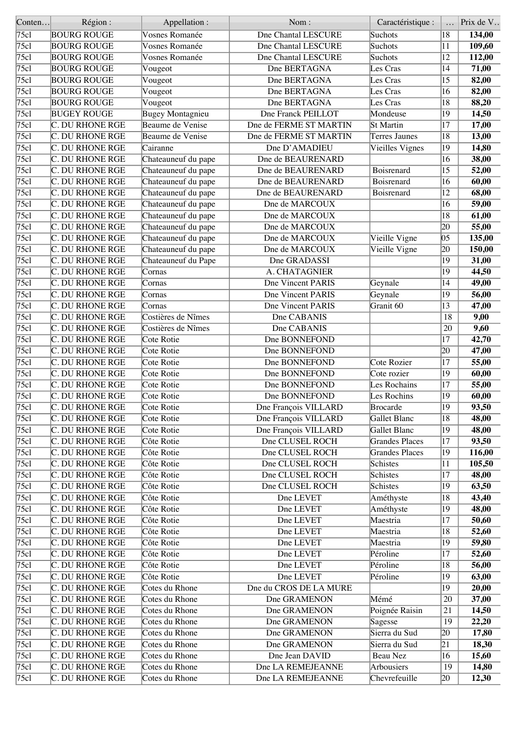| Conten… | Région : | Appellation : | Nom : | Caractéristique : | … | Prix de V… |
|---|---|---|---|---|---|---|
| 75cl | BOURG ROUGE | Vosnes Romanée | Dne Chantal LESCURE | Suchots | 18 | **134,00** |
| 75cl | BOURG ROUGE | Vosnes Romanée | Dne Chantal LESCURE | Suchots | 11 | **109,60** |
| 75cl | BOURG ROUGE | Vosnes Romanée | Dne Chantal LESCURE | Suchots | 12 | **112,00** |
| 75cl | BOURG ROUGE | Vougeot | Dne BERTAGNA | Les Cras | 14 | **71,00** |
| 75cl | BOURG ROUGE | Vougeot | Dne BERTAGNA | Les Cras | 15 | **82,00** |
| 75cl | BOURG ROUGE | Vougeot | Dne BERTAGNA | Les Cras | 16 | **82,00** |
| 75cl | BOURG ROUGE | Vougeot | Dne BERTAGNA | Les Cras | 18 | **88,20** |
| 75cl | BUGEY ROUGE | Bugey Montagnieu | Dne Franck PEILLOT | Mondeuse | 19 | **14,50** |
| 75cl | C. DU RHONE RGE | Beaume de Venise | Dne de FERME ST MARTIN | St Martin | 17 | **17,00** |
| 75cl | C. DU RHONE RGE | Beaume de Venise | Dne de FERME ST MARTIN | Terres Jaunes | 18 | **13,00** |
| 75cl | C. DU RHONE RGE | Cairanne | Dne D'AMADIEU | Vieilles Vignes | 19 | **14,80** |
| 75cl | C. DU RHONE RGE | Chateauneuf du pape | Dne de BEAURENARD | | 16 | **38,00** |
| 75cl | C. DU RHONE RGE | Chateauneuf du pape | Dne de BEAURENARD | Boisrenard | 15 | **52,00** |
| 75cl | C. DU RHONE RGE | Chateauneuf du pape | Dne de BEAURENARD | Boisrenard | 16 | **60,00** |
| 75cl | C. DU RHONE RGE | Chateauneuf du pape | Dne de BEAURENARD | Boisrenard | 12 | **68,00** |
| 75cl | C. DU RHONE RGE | Chateauneuf du pape | Dne de MARCOUX | | 16 | **59,00** |
| 75cl | C. DU RHONE RGE | Chateauneuf du pape | Dne de MARCOUX | | 18 | **61,00** |
| 75cl | C. DU RHONE RGE | Chateauneuf du pape | Dne de MARCOUX | | 20 | **55,00** |
| 75cl | C. DU RHONE RGE | Chateauneuf du pape | Dne de MARCOUX | Vieille Vigne | 05 | **135,00** |
| 75cl | C. DU RHONE RGE | Chateauneuf du pape | Dne de MARCOUX | Vieille Vigne | 20 | **150,00** |
| 75cl | C. DU RHONE RGE | Chateauneuf du Pape | Dne GRADASSI | | 19 | **31,00** |
| 75cl | C. DU RHONE RGE | Cornas | A. CHATAGNIER | | 19 | **44,50** |
| 75cl | C. DU RHONE RGE | Cornas | Dne Vincent PARIS | Geynale | 14 | **49,00** |
| 75cl | C. DU RHONE RGE | Cornas | Dne Vincent PARIS | Geynale | 19 | **56,00** |
| 75cl | C. DU RHONE RGE | Cornas | Dne Vincent PARIS | Granit 60 | 13 | **47,00** |
| 75cl | C. DU RHONE RGE | Costières de Nîmes | Dne CABANIS | | 18 | **9,00** |
| 75cl | C. DU RHONE RGE | Costières de Nîmes | Dne CABANIS | | 20 | **9,60** |
| 75cl | C. DU RHONE RGE | Cote Rotie | Dne BONNEFOND | | 17 | **42,70** |
| 75cl | C. DU RHONE RGE | Cote Rotie | Dne BONNEFOND | | 20 | **47,00** |
| 75cl | C. DU RHONE RGE | Cote Rotie | Dne BONNEFOND | Cote Rozier | 17 | **55,00** |
| 75cl | C. DU RHONE RGE | Cote Rotie | Dne BONNEFOND | Cote rozier | 19 | **60,00** |
| 75cl | C. DU RHONE RGE | Cote Rotie | Dne BONNEFOND | Les Rochains | 17 | **55,00** |
| 75cl | C. DU RHONE RGE | Cote Rotie | Dne BONNEFOND | Les Rochins | 19 | **60,00** |
| 75cl | C. DU RHONE RGE | Cote Rotie | Dne François VILLARD | Brocarde | 19 | **93,50** |
| 75cl | C. DU RHONE RGE | Cote Rotie | Dne François VILLARD | Gallet Blanc | 18 | **48,00** |
| 75cl | C. DU RHONE RGE | Cote Rotie | Dne François VILLARD | Gallet Blanc | 19 | **48,00** |
| 75cl | C. DU RHONE RGE | Côte Rotie | Dne CLUSEL ROCH | Grandes Places | 17 | **93,50** |
| 75cl | C. DU RHONE RGE | Côte Rotie | Dne CLUSEL ROCH | Grandes Places | 19 | **116,00** |
| 75cl | C. DU RHONE RGE | Côte Rotie | Dne CLUSEL ROCH | Schistes | 11 | **105,50** |
| 75cl | C. DU RHONE RGE | Côte Rotie | Dne CLUSEL ROCH | Schistes | 17 | **48,00** |
| 75cl | C. DU RHONE RGE | Côte Rotie | Dne CLUSEL ROCH | Schistes | 19 | **63,50** |
| 75cl | C. DU RHONE RGE | Côte Rotie | Dne LEVET | Améthyste | 18 | **43,40** |
| 75cl | C. DU RHONE RGE | Côte Rotie | Dne LEVET | Améthyste | 19 | **48,00** |
| 75cl | C. DU RHONE RGE | Côte Rotie | Dne LEVET | Maestria | 17 | **50,60** |
| 75cl | C. DU RHONE RGE | Côte Rotie | Dne LEVET | Maestria | 18 | **52,60** |
| 75cl | C. DU RHONE RGE | Côte Rotie | Dne LEVET | Maestria | 19 | **59,80** |
| 75cl | C. DU RHONE RGE | Côte Rotie | Dne LEVET | Péroline | 17 | **52,60** |
| 75cl | C. DU RHONE RGE | Côte Rotie | Dne LEVET | Péroline | 18 | **56,00** |
| 75cl | C. DU RHONE RGE | Côte Rotie | Dne LEVET | Péroline | 19 | **63,00** |
| 75cl | C. DU RHONE RGE | Cotes du Rhone | Dne du CROS DE LA MURE | | 19 | **20,00** |
| 75cl | C. DU RHONE RGE | Cotes du Rhone | Dne GRAMENON | Mémé | 20 | **37,00** |
| 75cl | C. DU RHONE RGE | Cotes du Rhone | Dne GRAMENON | Poignée Raisin | 21 | **14,50** |
| 75cl | C. DU RHONE RGE | Cotes du Rhone | Dne GRAMENON | Sagesse | 19 | **22,20** |
| 75cl | C. DU RHONE RGE | Cotes du Rhone | Dne GRAMENON | Sierra du Sud | 20 | **17,80** |
| 75cl | C. DU RHONE RGE | Cotes du Rhone | Dne GRAMENON | Sierra du Sud | 21 | **18,30** |
| 75cl | C. DU RHONE RGE | Cotes du Rhone | Dne Jean DAVID | Beau Nez | 16 | **15,60** |
| 75cl | C. DU RHONE RGE | Cotes du Rhone | Dne LA REMEJEANNE | Arbousiers | 19 | **14,80** |
| 75cl | C. DU RHONE RGE | Cotes du Rhone | Dne LA REMEJEANNE | Chevrefeuille | 20 | **12,30** |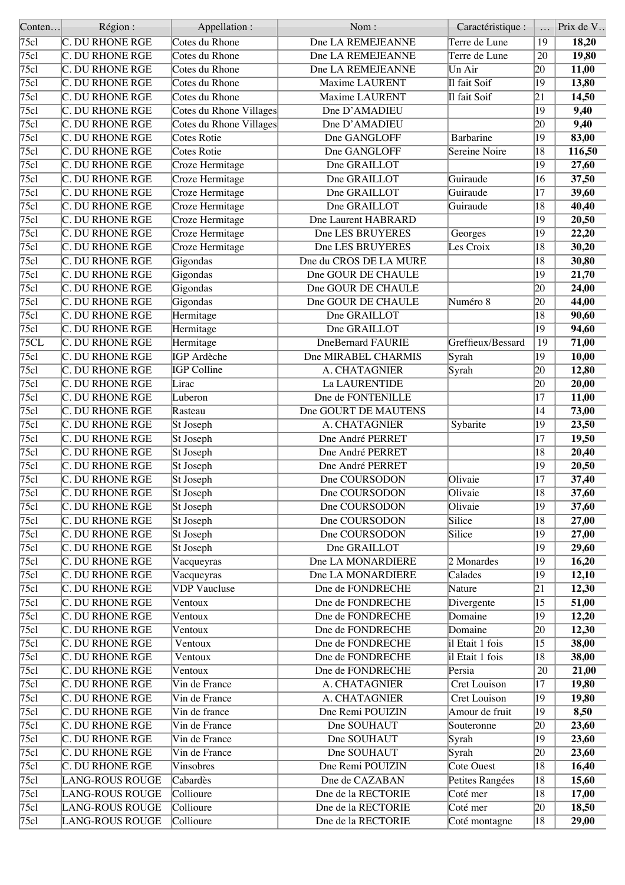| Conten… | Région : | Appellation : | Nom : | Caractéristique : | … | Prix de V… |
|---|---|---|---|---|---|---|
| 75cl | C. DU RHONE RGE | Cotes du Rhone | Dne LA REMEJEANNE | Terre de Lune | 19 | **18,20** |
| 75cl | C. DU RHONE RGE | Cotes du Rhone | Dne LA REMEJEANNE | Terre de Lune | 20 | **19,80** |
| 75cl | C. DU RHONE RGE | Cotes du Rhone | Dne LA REMEJEANNE | Un Air | 20 | **11,00** |
| 75cl | C. DU RHONE RGE | Cotes du Rhone | Maxime LAURENT | Il fait Soif | 19 | **13,80** |
| 75cl | C. DU RHONE RGE | Cotes du Rhone | Maxime LAURENT | Il fait Soif | 21 | **14,50** |
| 75cl | C. DU RHONE RGE | Cotes du Rhone Villages | Dne D'AMADIEU | | 19 | **9,40** |
| 75cl | C. DU RHONE RGE | Cotes du Rhone Villages | Dne D'AMADIEU | | 20 | **9,40** |
| 75cl | C. DU RHONE RGE | Cotes Rotie | Dne GANGLOFF | Barbarine | 19 | **83,00** |
| 75cl | C. DU RHONE RGE | Cotes Rotie | Dne GANGLOFF | Sereine Noire | 18 | **116,50** |
| 75cl | C. DU RHONE RGE | Croze Hermitage | Dne GRAILLOT | | 19 | **27,60** |
| 75cl | C. DU RHONE RGE | Croze Hermitage | Dne GRAILLOT | Guiraude | 16 | **37,50** |
| 75cl | C. DU RHONE RGE | Croze Hermitage | Dne GRAILLOT | Guiraude | 17 | **39,60** |
| 75cl | C. DU RHONE RGE | Croze Hermitage | Dne GRAILLOT | Guiraude | 18 | **40,40** |
| 75cl | C. DU RHONE RGE | Croze Hermitage | Dne Laurent HABRARD | | 19 | **20,50** |
| 75cl | C. DU RHONE RGE | Croze Hermitage | Dne LES BRUYERES | Georges | 19 | **22,20** |
| 75cl | C. DU RHONE RGE | Croze Hermitage | Dne LES BRUYERES | Les Croix | 18 | **30,20** |
| 75cl | C. DU RHONE RGE | Gigondas | Dne du CROS DE LA MURE | | 18 | **30,80** |
| 75cl | C. DU RHONE RGE | Gigondas | Dne GOUR DE CHAULE | | 19 | **21,70** |
| 75cl | C. DU RHONE RGE | Gigondas | Dne GOUR DE CHAULE | | 20 | **24,00** |
| 75cl | C. DU RHONE RGE | Gigondas | Dne GOUR DE CHAULE | Numéro 8 | 20 | **44,00** |
| 75cl | C. DU RHONE RGE | Hermitage | Dne GRAILLOT | | 18 | **90,60** |
| 75cl | C. DU RHONE RGE | Hermitage | Dne GRAILLOT | | 19 | **94,60** |
| 75CL | C. DU RHONE RGE | Hermitage | DneBernard FAURIE | Greffieux/Bessard | 19 | **71,00** |
| 75cl | C. DU RHONE RGE | IGP Ardèche | Dne MIRABEL CHARMIS | Syrah | 19 | **10,00** |
| 75cl | C. DU RHONE RGE | IGP Colline | A. CHATAGNIER | Syrah | 20 | **12,80** |
| 75cl | C. DU RHONE RGE | Lirac | La LAURENTIDE | | 20 | **20,00** |
| 75cl | C. DU RHONE RGE | Luberon | Dne de FONTENILLE | | 17 | **11,00** |
| 75cl | C. DU RHONE RGE | Rasteau | Dne GOURT DE MAUTENS | | 14 | **73,00** |
| 75cl | C. DU RHONE RGE | St Joseph | A. CHATAGNIER | Sybarite | 19 | **23,50** |
| 75cl | C. DU RHONE RGE | St Joseph | Dne André PERRET | | 17 | **19,50** |
| 75cl | C. DU RHONE RGE | St Joseph | Dne André PERRET | | 18 | **20,40** |
| 75cl | C. DU RHONE RGE | St Joseph | Dne André PERRET | | 19 | **20,50** |
| 75cl | C. DU RHONE RGE | St Joseph | Dne COURSODON | Olivaie | 17 | **37,40** |
| 75cl | C. DU RHONE RGE | St Joseph | Dne COURSODON | Olivaie | 18 | **37,60** |
| 75cl | C. DU RHONE RGE | St Joseph | Dne COURSODON | Olivaie | 19 | **37,60** |
| 75cl | C. DU RHONE RGE | St Joseph | Dne COURSODON | Silice | 18 | **27,00** |
| 75cl | C. DU RHONE RGE | St Joseph | Dne COURSODON | Silice | 19 | **27,00** |
| 75cl | C. DU RHONE RGE | St Joseph | Dne GRAILLOT | | 19 | **29,60** |
| 75cl | C. DU RHONE RGE | Vacqueyras | Dne LA MONARDIERE | 2 Monardes | 19 | **16,20** |
| 75cl | C. DU RHONE RGE | Vacqueyras | Dne LA MONARDIERE | Calades | 19 | **12,10** |
| 75cl | C. DU RHONE RGE | VDP Vaucluse | Dne de FONDRECHE | Nature | 21 | **12,30** |
| 75cl | C. DU RHONE RGE | Ventoux | Dne de FONDRECHE | Divergente | 15 | **51,00** |
| 75cl | C. DU RHONE RGE | Ventoux | Dne de FONDRECHE | Domaine | 19 | **12,20** |
| 75cl | C. DU RHONE RGE | Ventoux | Dne de FONDRECHE | Domaine | 20 | **12,30** |
| 75cl | C. DU RHONE RGE | Ventoux | Dne de FONDRECHE | il Etait 1 fois | 15 | **38,00** |
| 75cl | C. DU RHONE RGE | Ventoux | Dne de FONDRECHE | il Etait 1 fois | 18 | **38,00** |
| 75cl | C. DU RHONE RGE | Ventoux | Dne de FONDRECHE | Persia | 20 | **21,00** |
| 75cl | C. DU RHONE RGE | Vin de France | A. CHATAGNIER | Cret Louison | 17 | **19,80** |
| 75cl | C. DU RHONE RGE | Vin de France | A. CHATAGNIER | Cret Louison | 19 | **19,80** |
| 75cl | C. DU RHONE RGE | Vin de france | Dne Remi POUIZIN | Amour de fruit | 19 | **8,50** |
| 75cl | C. DU RHONE RGE | Vin de France | Dne SOUHAUT | Souteronne | 20 | **23,60** |
| 75cl | C. DU RHONE RGE | Vin de France | Dne SOUHAUT | Syrah | 19 | **23,60** |
| 75cl | C. DU RHONE RGE | Vin de France | Dne SOUHAUT | Syrah | 20 | **23,60** |
| 75cl | C. DU RHONE RGE | Vinsobres | Dne Remi POUIZIN | Cote Ouest | 18 | **16,40** |
| 75cl | LANG-ROUS ROUGE | Cabardès | Dne de CAZABAN | Petites Rangées | 18 | **15,60** |
| 75cl | LANG-ROUS ROUGE | Collioure | Dne de la RECTORIE | Coté mer | 18 | **17,00** |
| 75cl | LANG-ROUS ROUGE | Collioure | Dne de la RECTORIE | Coté mer | 20 | **18,50** |
| 75cl | LANG-ROUS ROUGE | Collioure | Dne de la RECTORIE | Coté montagne | 18 | **29,00** |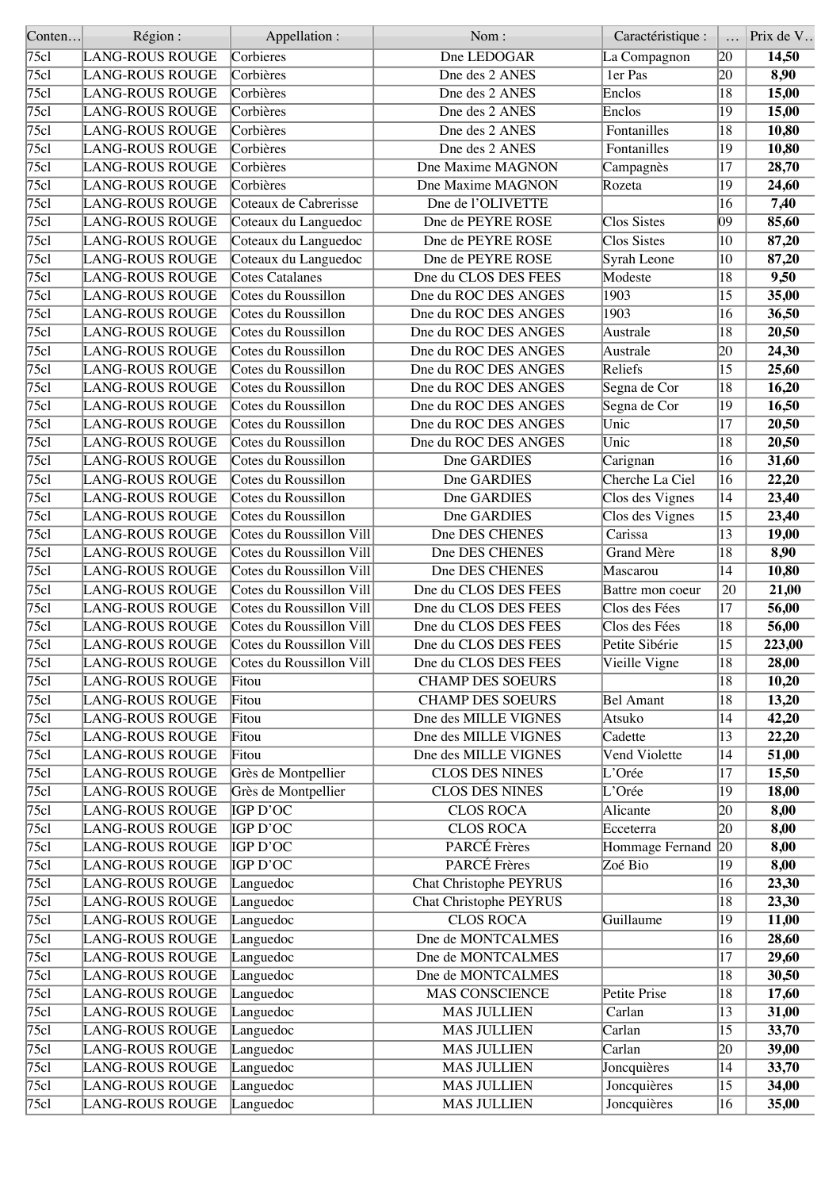| Conten… | Région : | Appellation : | Nom : | Caractéristique : | … | Prix de V… |
|---|---|---|---|---|---|---|
| 75cl | LANG-ROUS ROUGE | Corbieres | Dne LEDOGAR | La Compagnon | 20 | **14,50** |
| 75cl | LANG-ROUS ROUGE | Corbières | Dne des 2 ANES | 1er Pas | 20 | **8,90** |
| 75cl | LANG-ROUS ROUGE | Corbières | Dne des 2 ANES | Enclos | 18 | **15,00** |
| 75cl | LANG-ROUS ROUGE | Corbières | Dne des 2 ANES | Enclos | 19 | **15,00** |
| 75cl | LANG-ROUS ROUGE | Corbières | Dne des 2 ANES | Fontanilles | 18 | **10,80** |
| 75cl | LANG-ROUS ROUGE | Corbières | Dne des 2 ANES | Fontanilles | 19 | **10,80** |
| 75cl | LANG-ROUS ROUGE | Corbières | Dne Maxime MAGNON | Campagnès | 17 | **28,70** |
| 75cl | LANG-ROUS ROUGE | Corbières | Dne Maxime MAGNON | Rozeta | 19 | **24,60** |
| 75cl | LANG-ROUS ROUGE | Coteaux de Cabrerisse | Dne de l'OLIVETTE | | 16 | **7,40** |
| 75cl | LANG-ROUS ROUGE | Coteaux du Languedoc | Dne de PEYRE ROSE | Clos Sistes | 09 | **85,60** |
| 75cl | LANG-ROUS ROUGE | Coteaux du Languedoc | Dne de PEYRE ROSE | Clos Sistes | 10 | **87,20** |
| 75cl | LANG-ROUS ROUGE | Coteaux du Languedoc | Dne de PEYRE ROSE | Syrah Leone | 10 | **87,20** |
| 75cl | LANG-ROUS ROUGE | Cotes Catalanes | Dne du CLOS DES FEES | Modeste | 18 | **9,50** |
| 75cl | LANG-ROUS ROUGE | Cotes du Roussillon | Dne du ROC DES ANGES | 1903 | 15 | **35,00** |
| 75cl | LANG-ROUS ROUGE | Cotes du Roussillon | Dne du ROC DES ANGES | 1903 | 16 | **36,50** |
| 75cl | LANG-ROUS ROUGE | Cotes du Roussillon | Dne du ROC DES ANGES | Australe | 18 | **20,50** |
| 75cl | LANG-ROUS ROUGE | Cotes du Roussillon | Dne du ROC DES ANGES | Australe | 20 | **24,30** |
| 75cl | LANG-ROUS ROUGE | Cotes du Roussillon | Dne du ROC DES ANGES | Reliefs | 15 | **25,60** |
| 75cl | LANG-ROUS ROUGE | Cotes du Roussillon | Dne du ROC DES ANGES | Segna de Cor | 18 | **16,20** |
| 75cl | LANG-ROUS ROUGE | Cotes du Roussillon | Dne du ROC DES ANGES | Segna de Cor | 19 | **16,50** |
| 75cl | LANG-ROUS ROUGE | Cotes du Roussillon | Dne du ROC DES ANGES | Unic | 17 | **20,50** |
| 75cl | LANG-ROUS ROUGE | Cotes du Roussillon | Dne du ROC DES ANGES | Unic | 18 | **20,50** |
| 75cl | LANG-ROUS ROUGE | Cotes du Roussillon | Dne GARDIES | Carignan | 16 | **31,60** |
| 75cl | LANG-ROUS ROUGE | Cotes du Roussillon | Dne GARDIES | Cherche La Ciel | 16 | **22,20** |
| 75cl | LANG-ROUS ROUGE | Cotes du Roussillon | Dne GARDIES | Clos des Vignes | 14 | **23,40** |
| 75cl | LANG-ROUS ROUGE | Cotes du Roussillon | Dne GARDIES | Clos des Vignes | 15 | **23,40** |
| 75cl | LANG-ROUS ROUGE | Cotes du Roussillon Vill | Dne DES CHENES | Carissa | 13 | **19,00** |
| 75cl | LANG-ROUS ROUGE | Cotes du Roussillon Vill | Dne DES CHENES | Grand Mère | 18 | **8,90** |
| 75cl | LANG-ROUS ROUGE | Cotes du Roussillon Vill | Dne DES CHENES | Mascarou | 14 | **10,80** |
| 75cl | LANG-ROUS ROUGE | Cotes du Roussillon Vill | Dne du CLOS DES FEES | Battre mon coeur | 20 | **21,00** |
| 75cl | LANG-ROUS ROUGE | Cotes du Roussillon Vill | Dne du CLOS DES FEES | Clos des Fées | 17 | **56,00** |
| 75cl | LANG-ROUS ROUGE | Cotes du Roussillon Vill | Dne du CLOS DES FEES | Clos des Fées | 18 | **56,00** |
| 75cl | LANG-ROUS ROUGE | Cotes du Roussillon Vill | Dne du CLOS DES FEES | Petite Sibérie | 15 | **223,00** |
| 75cl | LANG-ROUS ROUGE | Cotes du Roussillon Vill | Dne du CLOS DES FEES | Vieille Vigne | 18 | **28,00** |
| 75cl | LANG-ROUS ROUGE | Fitou | CHAMP DES SOEURS | | 18 | **10,20** |
| 75cl | LANG-ROUS ROUGE | Fitou | CHAMP DES SOEURS | Bel Amant | 18 | **13,20** |
| 75cl | LANG-ROUS ROUGE | Fitou | Dne des MILLE VIGNES | Atsuko | 14 | **42,20** |
| 75cl | LANG-ROUS ROUGE | Fitou | Dne des MILLE VIGNES | Cadette | 13 | **22,20** |
| 75cl | LANG-ROUS ROUGE | Fitou | Dne des MILLE VIGNES | Vend Violette | 14 | **51,00** |
| 75cl | LANG-ROUS ROUGE | Grès de Montpellier | CLOS DES NINES | L'Orée | 17 | **15,50** |
| 75cl | LANG-ROUS ROUGE | Grès de Montpellier | CLOS DES NINES | L'Orée | 19 | **18,00** |
| 75cl | LANG-ROUS ROUGE | IGP D'OC | CLOS ROCA | Alicante | 20 | **8,00** |
| 75cl | LANG-ROUS ROUGE | IGP D'OC | CLOS ROCA | Ecceterra | 20 | **8,00** |
| 75cl | LANG-ROUS ROUGE | IGP D'OC | PARCÉ Frères | Hommage Fernand | 20 | **8,00** |
| 75cl | LANG-ROUS ROUGE | IGP D'OC | PARCÉ Frères | Zoé Bio | 19 | **8,00** |
| 75cl | LANG-ROUS ROUGE | Languedoc | Chat Christophe PEYRUS | | 16 | **23,30** |
| 75cl | LANG-ROUS ROUGE | Languedoc | Chat Christophe PEYRUS | | 18 | **23,30** |
| 75cl | LANG-ROUS ROUGE | Languedoc | CLOS ROCA | Guillaume | 19 | **11,00** |
| 75cl | LANG-ROUS ROUGE | Languedoc | Dne de MONTCALMES | | 16 | **28,60** |
| 75cl | LANG-ROUS ROUGE | Languedoc | Dne de MONTCALMES | | 17 | **29,60** |
| 75cl | LANG-ROUS ROUGE | Languedoc | Dne de MONTCALMES | | 18 | **30,50** |
| 75cl | LANG-ROUS ROUGE | Languedoc | MAS CONSCIENCE | Petite Prise | 18 | **17,60** |
| 75cl | LANG-ROUS ROUGE | Languedoc | MAS JULLIEN | Carlan | 13 | **31,00** |
| 75cl | LANG-ROUS ROUGE | Languedoc | MAS JULLIEN | Carlan | 15 | **33,70** |
| 75cl | LANG-ROUS ROUGE | Languedoc | MAS JULLIEN | Carlan | 20 | **39,00** |
| 75cl | LANG-ROUS ROUGE | Languedoc | MAS JULLIEN | Joncquières | 14 | **33,70** |
| 75cl | LANG-ROUS ROUGE | Languedoc | MAS JULLIEN | Joncquières | 15 | **34,00** |
| 75cl | LANG-ROUS ROUGE | Languedoc | MAS JULLIEN | Joncquières | 16 | **35,00** |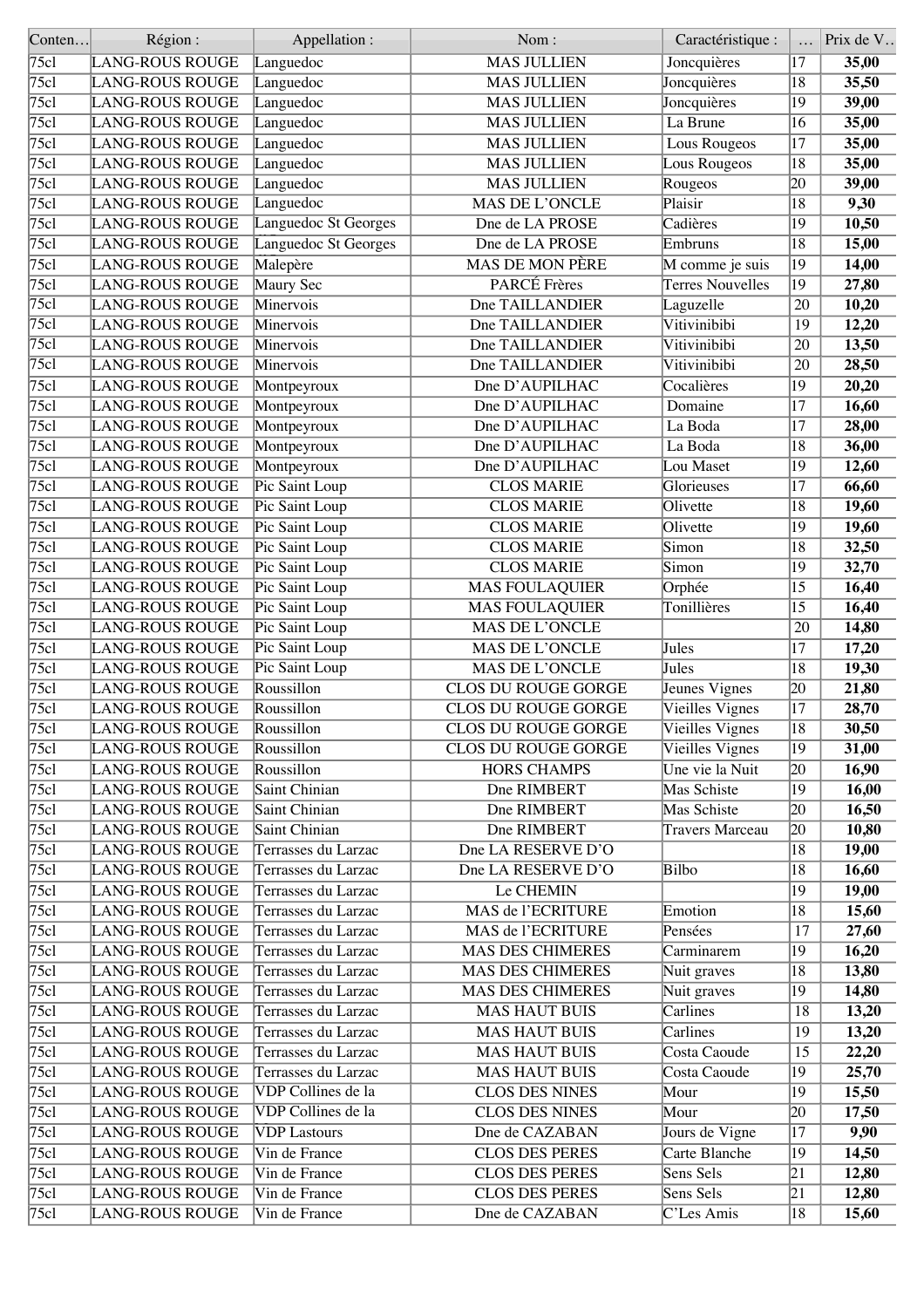| Conten… | Région : | Appellation : | Nom : | Caractéristique : | … | Prix de V… |
|---|---|---|---|---|---|---|
| 75cl | LANG-ROUS ROUGE | Languedoc | MAS JULLIEN | Joncquières | 17 | **35,00** |
| 75cl | LANG-ROUS ROUGE | Languedoc | MAS JULLIEN | Joncquières | 18 | **35,50** |
| 75cl | LANG-ROUS ROUGE | Languedoc | MAS JULLIEN | Joncquières | 19 | **39,00** |
| 75cl | LANG-ROUS ROUGE | Languedoc | MAS JULLIEN | La Brune | 16 | **35,00** |
| 75cl | LANG-ROUS ROUGE | Languedoc | MAS JULLIEN | Lous Rougeos | 17 | **35,00** |
| 75cl | LANG-ROUS ROUGE | Languedoc | MAS JULLIEN | Lous Rougeos | 18 | **35,00** |
| 75cl | LANG-ROUS ROUGE | Languedoc | MAS JULLIEN | Rougeos | 20 | **39,00** |
| 75cl | LANG-ROUS ROUGE | Languedoc | MAS DE L'ONCLE | Plaisir | 18 | **9,30** |
| 75cl | LANG-ROUS ROUGE | Languedoc St Georges | Dne de LA PROSE | Cadières | 19 | **10,50** |
| 75cl | LANG-ROUS ROUGE | Languedoc St Georges | Dne de LA PROSE | Embruns | 18 | **15,00** |
| 75cl | LANG-ROUS ROUGE | Malepère | MAS DE MON PÈRE | M comme je suis | 19 | **14,00** |
| 75cl | LANG-ROUS ROUGE | Maury Sec | PARCÉ Frères | Terres Nouvelles | 19 | **27,80** |
| 75cl | LANG-ROUS ROUGE | Minervois | Dne TAILLANDIER | Laguzelle | 20 | **10,20** |
| 75cl | LANG-ROUS ROUGE | Minervois | Dne TAILLANDIER | Vitivinibibi | 19 | **12,20** |
| 75cl | LANG-ROUS ROUGE | Minervois | Dne TAILLANDIER | Vitivinibibi | 20 | **13,50** |
| 75cl | LANG-ROUS ROUGE | Minervois | Dne TAILLANDIER | Vitivinibibi | 20 | **28,50** |
| 75cl | LANG-ROUS ROUGE | Montpeyroux | Dne D'AUPILHAC | Cocalières | 19 | **20,20** |
| 75cl | LANG-ROUS ROUGE | Montpeyroux | Dne D'AUPILHAC | Domaine | 17 | **16,60** |
| 75cl | LANG-ROUS ROUGE | Montpeyroux | Dne D'AUPILHAC | La Boda | 17 | **28,00** |
| 75cl | LANG-ROUS ROUGE | Montpeyroux | Dne D'AUPILHAC | La Boda | 18 | **36,00** |
| 75cl | LANG-ROUS ROUGE | Montpeyroux | Dne D'AUPILHAC | Lou Maset | 19 | **12,60** |
| 75cl | LANG-ROUS ROUGE | Pic Saint Loup | CLOS MARIE | Glorieuses | 17 | **66,60** |
| 75cl | LANG-ROUS ROUGE | Pic Saint Loup | CLOS MARIE | Olivette | 18 | **19,60** |
| 75cl | LANG-ROUS ROUGE | Pic Saint Loup | CLOS MARIE | Olivette | 19 | **19,60** |
| 75cl | LANG-ROUS ROUGE | Pic Saint Loup | CLOS MARIE | Simon | 18 | **32,50** |
| 75cl | LANG-ROUS ROUGE | Pic Saint Loup | CLOS MARIE | Simon | 19 | **32,70** |
| 75cl | LANG-ROUS ROUGE | Pic Saint Loup | MAS FOULAQUIER | Orphée | 15 | **16,40** |
| 75cl | LANG-ROUS ROUGE | Pic Saint Loup | MAS FOULAQUIER | Tonillières | 15 | **16,40** |
| 75cl | LANG-ROUS ROUGE | Pic Saint Loup | MAS DE L'ONCLE | | 20 | **14,80** |
| 75cl | LANG-ROUS ROUGE | Pic Saint Loup | MAS DE L'ONCLE | Jules | 17 | **17,20** |
| 75cl | LANG-ROUS ROUGE | Pic Saint Loup | MAS DE L'ONCLE | Jules | 18 | **19,30** |
| 75cl | LANG-ROUS ROUGE | Roussillon | CLOS DU ROUGE GORGE | Jeunes Vignes | 20 | **21,80** |
| 75cl | LANG-ROUS ROUGE | Roussillon | CLOS DU ROUGE GORGE | Vieilles Vignes | 17 | **28,70** |
| 75cl | LANG-ROUS ROUGE | Roussillon | CLOS DU ROUGE GORGE | Vieilles Vignes | 18 | **30,50** |
| 75cl | LANG-ROUS ROUGE | Roussillon | CLOS DU ROUGE GORGE | Vieilles Vignes | 19 | **31,00** |
| 75cl | LANG-ROUS ROUGE | Roussillon | HORS CHAMPS | Une vie la Nuit | 20 | **16,90** |
| 75cl | LANG-ROUS ROUGE | Saint Chinian | Dne RIMBERT | Mas Schiste | 19 | **16,00** |
| 75cl | LANG-ROUS ROUGE | Saint Chinian | Dne RIMBERT | Mas Schiste | 20 | **16,50** |
| 75cl | LANG-ROUS ROUGE | Saint Chinian | Dne RIMBERT | Travers Marceau | 20 | **10,80** |
| 75cl | LANG-ROUS ROUGE | Terrasses du Larzac | Dne LA RESERVE D'O | | 18 | **19,00** |
| 75cl | LANG-ROUS ROUGE | Terrasses du Larzac | Dne LA RESERVE D'O | Bilbo | 18 | **16,60** |
| 75cl | LANG-ROUS ROUGE | Terrasses du Larzac | Le CHEMIN | | 19 | **19,00** |
| 75cl | LANG-ROUS ROUGE | Terrasses du Larzac | MAS de l'ECRITURE | Emotion | 18 | **15,60** |
| 75cl | LANG-ROUS ROUGE | Terrasses du Larzac | MAS de l'ECRITURE | Pensées | 17 | **27,60** |
| 75cl | LANG-ROUS ROUGE | Terrasses du Larzac | MAS DES CHIMERES | Carminarem | 19 | **16,20** |
| 75cl | LANG-ROUS ROUGE | Terrasses du Larzac | MAS DES CHIMERES | Nuit graves | 18 | **13,80** |
| 75cl | LANG-ROUS ROUGE | Terrasses du Larzac | MAS DES CHIMERES | Nuit graves | 19 | **14,80** |
| 75cl | LANG-ROUS ROUGE | Terrasses du Larzac | MAS HAUT BUIS | Carlines | 18 | **13,20** |
| 75cl | LANG-ROUS ROUGE | Terrasses du Larzac | MAS HAUT BUIS | Carlines | 19 | **13,20** |
| 75cl | LANG-ROUS ROUGE | Terrasses du Larzac | MAS HAUT BUIS | Costa Caoude | 15 | **22,20** |
| 75cl | LANG-ROUS ROUGE | Terrasses du Larzac | MAS HAUT BUIS | Costa Caoude | 19 | **25,70** |
| 75cl | LANG-ROUS ROUGE | VDP Collines de la | CLOS DES NINES | Mour | 19 | **15,50** |
| 75cl | LANG-ROUS ROUGE | VDP Collines de la | CLOS DES NINES | Mour | 20 | **17,50** |
| 75cl | LANG-ROUS ROUGE | VDP Lastours | Dne de CAZABAN | Jours de Vigne | 17 | **9,90** |
| 75cl | LANG-ROUS ROUGE | Vin de France | CLOS DES PERES | Carte Blanche | 19 | **14,50** |
| 75cl | LANG-ROUS ROUGE | Vin de France | CLOS DES PERES | Sens Sels | 21 | **12,80** |
| 75cl | LANG-ROUS ROUGE | Vin de France | CLOS DES PERES | Sens Sels | 21 | **12,80** |
| 75cl | LANG-ROUS ROUGE | Vin de France | Dne de CAZABAN | C'Les Amis | 18 | **15,60** |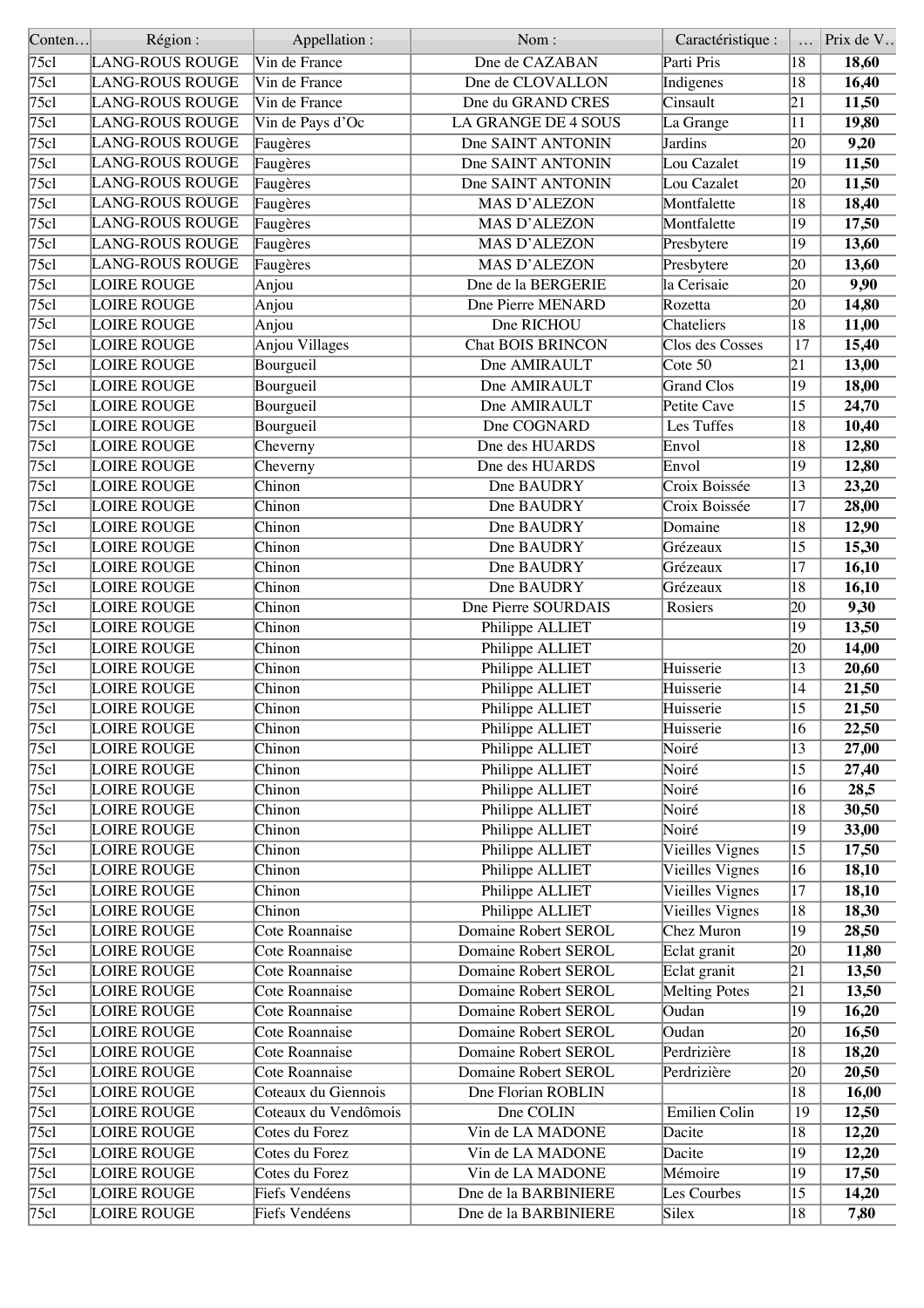| Conten… | Région : | Appellation : | Nom : | Caractéristique : | … | Prix de V… |
|---|---|---|---|---|---|---|
| 75cl | LANG-ROUS ROUGE | Vin de France | Dne de CAZABAN | Parti Pris | 18 | **18,60** |
| 75cl | LANG-ROUS ROUGE | Vin de France | Dne de CLOVALLON | Indigenes | 18 | **16,40** |
| 75cl | LANG-ROUS ROUGE | Vin de France | Dne du GRAND CRES | Cinsault | 21 | **11,50** |
| 75cl | LANG-ROUS ROUGE | Vin de Pays d'Oc | LA GRANGE DE 4 SOUS | La Grange | 11 | **19,80** |
| 75cl | LANG-ROUS ROUGE | Faugères | Dne SAINT ANTONIN | Jardins | 20 | **9,20** |
| 75cl | LANG-ROUS ROUGE | Faugères | Dne SAINT ANTONIN | Lou Cazalet | 19 | **11,50** |
| 75cl | LANG-ROUS ROUGE | Faugères | Dne SAINT ANTONIN | Lou Cazalet | 20 | **11,50** |
| 75cl | LANG-ROUS ROUGE | Faugères | MAS D'ALEZON | Montfalette | 18 | **18,40** |
| 75cl | LANG-ROUS ROUGE | Faugères | MAS D'ALEZON | Montfalette | 19 | **17,50** |
| 75cl | LANG-ROUS ROUGE | Faugères | MAS D'ALEZON | Presbytere | 19 | **13,60** |
| 75cl | LANG-ROUS ROUGE | Faugères | MAS D'ALEZON | Presbytere | 20 | **13,60** |
| 75cl | LOIRE ROUGE | Anjou | Dne de la BERGERIE | la Cerisaie | 20 | **9,90** |
| 75cl | LOIRE ROUGE | Anjou | Dne Pierre MENARD | Rozetta | 20 | **14,80** |
| 75cl | LOIRE ROUGE | Anjou | Dne RICHOU | Chateliers | 18 | **11,00** |
| 75cl | LOIRE ROUGE | Anjou Villages | Chat BOIS BRINCON | Clos des Cosses | 17 | **15,40** |
| 75cl | LOIRE ROUGE | Bourgueil | Dne AMIRAULT | Cote 50 | 21 | **13,00** |
| 75cl | LOIRE ROUGE | Bourgueil | Dne AMIRAULT | Grand Clos | 19 | **18,00** |
| 75cl | LOIRE ROUGE | Bourgueil | Dne AMIRAULT | Petite Cave | 15 | **24,70** |
| 75cl | LOIRE ROUGE | Bourgueil | Dne COGNARD | Les Tuffes | 18 | **10,40** |
| 75cl | LOIRE ROUGE | Cheverny | Dne des HUARDS | Envol | 18 | **12,80** |
| 75cl | LOIRE ROUGE | Cheverny | Dne des HUARDS | Envol | 19 | **12,80** |
| 75cl | LOIRE ROUGE | Chinon | Dne BAUDRY | Croix Boissée | 13 | **23,20** |
| 75cl | LOIRE ROUGE | Chinon | Dne BAUDRY | Croix Boissée | 17 | **28,00** |
| 75cl | LOIRE ROUGE | Chinon | Dne BAUDRY | Domaine | 18 | **12,90** |
| 75cl | LOIRE ROUGE | Chinon | Dne BAUDRY | Grézeaux | 15 | **15,30** |
| 75cl | LOIRE ROUGE | Chinon | Dne BAUDRY | Grézeaux | 17 | **16,10** |
| 75cl | LOIRE ROUGE | Chinon | Dne BAUDRY | Grézeaux | 18 | **16,10** |
| 75cl | LOIRE ROUGE | Chinon | Dne Pierre SOURDAIS | Rosiers | 20 | **9,30** |
| 75cl | LOIRE ROUGE | Chinon | Philippe ALLIET | | 19 | **13,50** |
| 75cl | LOIRE ROUGE | Chinon | Philippe ALLIET | | 20 | **14,00** |
| 75cl | LOIRE ROUGE | Chinon | Philippe ALLIET | Huisserie | 13 | **20,60** |
| 75cl | LOIRE ROUGE | Chinon | Philippe ALLIET | Huisserie | 14 | **21,50** |
| 75cl | LOIRE ROUGE | Chinon | Philippe ALLIET | Huisserie | 15 | **21,50** |
| 75cl | LOIRE ROUGE | Chinon | Philippe ALLIET | Huisserie | 16 | **22,50** |
| 75cl | LOIRE ROUGE | Chinon | Philippe ALLIET | Noiré | 13 | **27,00** |
| 75cl | LOIRE ROUGE | Chinon | Philippe ALLIET | Noiré | 15 | **27,40** |
| 75cl | LOIRE ROUGE | Chinon | Philippe ALLIET | Noiré | 16 | **28,5** |
| 75cl | LOIRE ROUGE | Chinon | Philippe ALLIET | Noiré | 18 | **30,50** |
| 75cl | LOIRE ROUGE | Chinon | Philippe ALLIET | Noiré | 19 | **33,00** |
| 75cl | LOIRE ROUGE | Chinon | Philippe ALLIET | Vieilles Vignes | 15 | **17,50** |
| 75cl | LOIRE ROUGE | Chinon | Philippe ALLIET | Vieilles Vignes | 16 | **18,10** |
| 75cl | LOIRE ROUGE | Chinon | Philippe ALLIET | Vieilles Vignes | 17 | **18,10** |
| 75cl | LOIRE ROUGE | Chinon | Philippe ALLIET | Vieilles Vignes | 18 | **18,30** |
| 75cl | LOIRE ROUGE | Cote Roannaise | Domaine Robert SEROL | Chez Muron | 19 | **28,50** |
| 75cl | LOIRE ROUGE | Cote Roannaise | Domaine Robert SEROL | Eclat granit | 20 | **11,80** |
| 75cl | LOIRE ROUGE | Cote Roannaise | Domaine Robert SEROL | Eclat granit | 21 | **13,50** |
| 75cl | LOIRE ROUGE | Cote Roannaise | Domaine Robert SEROL | Melting Potes | 21 | **13,50** |
| 75cl | LOIRE ROUGE | Cote Roannaise | Domaine Robert SEROL | Oudan | 19 | **16,20** |
| 75cl | LOIRE ROUGE | Cote Roannaise | Domaine Robert SEROL | Oudan | 20 | **16,50** |
| 75cl | LOIRE ROUGE | Cote Roannaise | Domaine Robert SEROL | Perdrizière | 18 | **18,20** |
| 75cl | LOIRE ROUGE | Cote Roannaise | Domaine Robert SEROL | Perdrizière | 20 | **20,50** |
| 75cl | LOIRE ROUGE | Coteaux du Giennois | Dne Florian ROBLIN | | 18 | **16,00** |
| 75cl | LOIRE ROUGE | Coteaux du Vendômois | Dne COLIN | Emilien Colin | 19 | **12,50** |
| 75cl | LOIRE ROUGE | Cotes du Forez | Vin de LA MADONE | Dacite | 18 | **12,20** |
| 75cl | LOIRE ROUGE | Cotes du Forez | Vin de LA MADONE | Dacite | 19 | **12,20** |
| 75cl | LOIRE ROUGE | Cotes du Forez | Vin de LA MADONE | Mémoire | 19 | **17,50** |
| 75cl | LOIRE ROUGE | Fiefs Vendéens | Dne de la BARBINIERE | Les Courbes | 15 | **14,20** |
| 75cl | LOIRE ROUGE | Fiefs Vendéens | Dne de la BARBINIERE | Silex | 18 | **7,80** |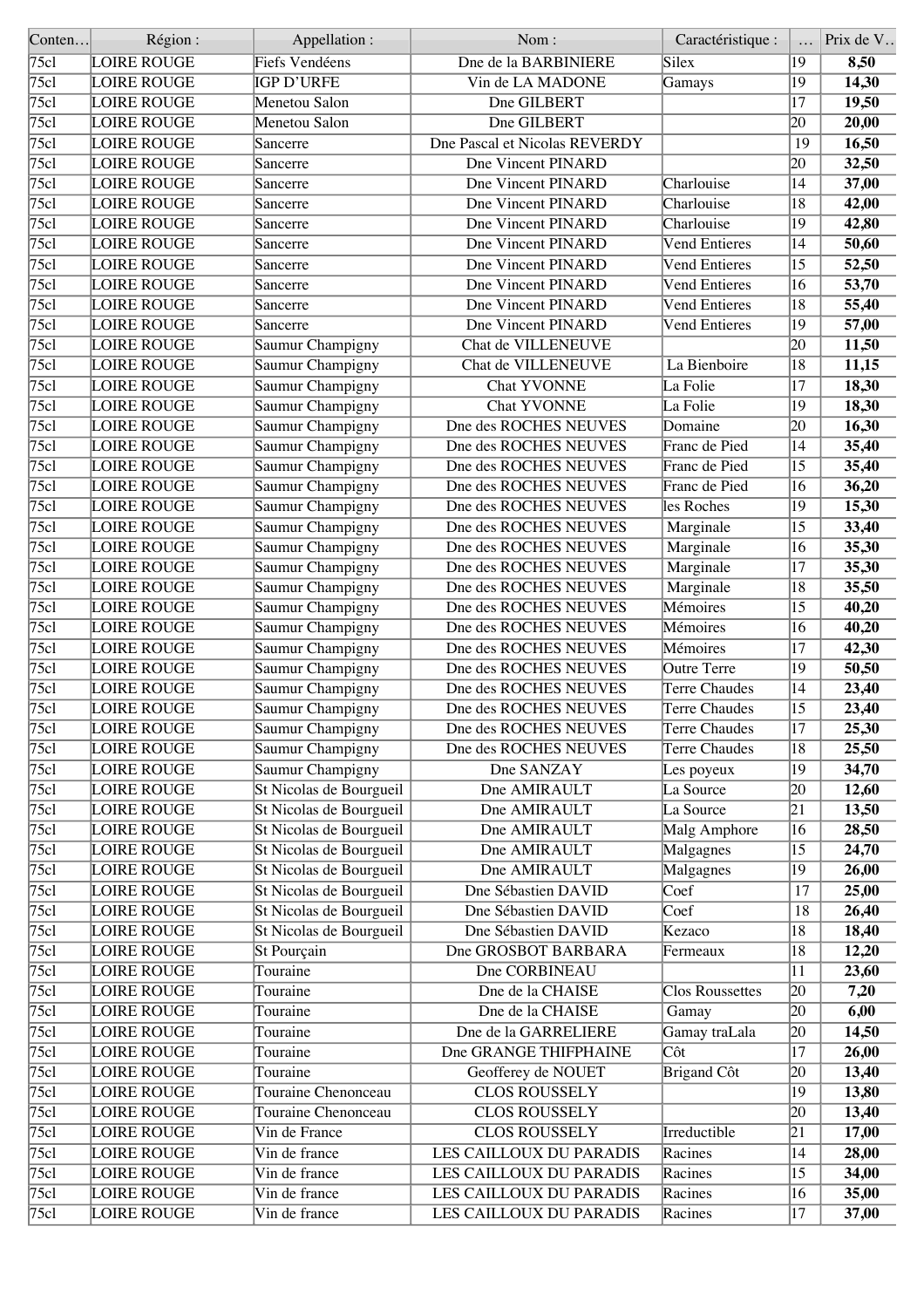| Conten… | Région : | Appellation : | Nom : | Caractéristique : | … | Prix de V… |
|---|---|---|---|---|---|---|
| 75cl | LOIRE ROUGE | Fiefs Vendéens | Dne de la BARBINIERE | Silex | 19 | **8,50** |
| 75cl | LOIRE ROUGE | IGP D'URFE | Vin de LA MADONE | Gamays | 19 | **14,30** |
| 75cl | LOIRE ROUGE | Menetou Salon | Dne GILBERT | | 17 | **19,50** |
| 75cl | LOIRE ROUGE | Menetou Salon | Dne GILBERT | | 20 | **20,00** |
| 75cl | LOIRE ROUGE | Sancerre | Dne Pascal et Nicolas REVERDY | | 19 | **16,50** |
| 75cl | LOIRE ROUGE | Sancerre | Dne Vincent PINARD | | 20 | **32,50** |
| 75cl | LOIRE ROUGE | Sancerre | Dne Vincent PINARD | Charlouise | 14 | **37,00** |
| 75cl | LOIRE ROUGE | Sancerre | Dne Vincent PINARD | Charlouise | 18 | **42,00** |
| 75cl | LOIRE ROUGE | Sancerre | Dne Vincent PINARD | Charlouise | 19 | **42,80** |
| 75cl | LOIRE ROUGE | Sancerre | Dne Vincent PINARD | Vend Entieres | 14 | **50,60** |
| 75cl | LOIRE ROUGE | Sancerre | Dne Vincent PINARD | Vend Entieres | 15 | **52,50** |
| 75cl | LOIRE ROUGE | Sancerre | Dne Vincent PINARD | Vend Entieres | 16 | **53,70** |
| 75cl | LOIRE ROUGE | Sancerre | Dne Vincent PINARD | Vend Entieres | 18 | **55,40** |
| 75cl | LOIRE ROUGE | Sancerre | Dne Vincent PINARD | Vend Entieres | 19 | **57,00** |
| 75cl | LOIRE ROUGE | Saumur Champigny | Chat de VILLENEUVE | | 20 | **11,50** |
| 75cl | LOIRE ROUGE | Saumur Champigny | Chat de VILLENEUVE | La Bienboire | 18 | **11,15** |
| 75cl | LOIRE ROUGE | Saumur Champigny | Chat YVONNE | La Folie | 17 | **18,30** |
| 75cl | LOIRE ROUGE | Saumur Champigny | Chat YVONNE | La Folie | 19 | **18,30** |
| 75cl | LOIRE ROUGE | Saumur Champigny | Dne des ROCHES NEUVES | Domaine | 20 | **16,30** |
| 75cl | LOIRE ROUGE | Saumur Champigny | Dne des ROCHES NEUVES | Franc de Pied | 14 | **35,40** |
| 75cl | LOIRE ROUGE | Saumur Champigny | Dne des ROCHES NEUVES | Franc de Pied | 15 | **35,40** |
| 75cl | LOIRE ROUGE | Saumur Champigny | Dne des ROCHES NEUVES | Franc de Pied | 16 | **36,20** |
| 75cl | LOIRE ROUGE | Saumur Champigny | Dne des ROCHES NEUVES | les Roches | 19 | **15,30** |
| 75cl | LOIRE ROUGE | Saumur Champigny | Dne des ROCHES NEUVES | Marginale | 15 | **33,40** |
| 75cl | LOIRE ROUGE | Saumur Champigny | Dne des ROCHES NEUVES | Marginale | 16 | **35,30** |
| 75cl | LOIRE ROUGE | Saumur Champigny | Dne des ROCHES NEUVES | Marginale | 17 | **35,30** |
| 75cl | LOIRE ROUGE | Saumur Champigny | Dne des ROCHES NEUVES | Marginale | 18 | **35,50** |
| 75cl | LOIRE ROUGE | Saumur Champigny | Dne des ROCHES NEUVES | Mémoires | 15 | **40,20** |
| 75cl | LOIRE ROUGE | Saumur Champigny | Dne des ROCHES NEUVES | Mémoires | 16 | **40,20** |
| 75cl | LOIRE ROUGE | Saumur Champigny | Dne des ROCHES NEUVES | Mémoires | 17 | **42,30** |
| 75cl | LOIRE ROUGE | Saumur Champigny | Dne des ROCHES NEUVES | Outre Terre | 19 | **50,50** |
| 75cl | LOIRE ROUGE | Saumur Champigny | Dne des ROCHES NEUVES | Terre Chaudes | 14 | **23,40** |
| 75cl | LOIRE ROUGE | Saumur Champigny | Dne des ROCHES NEUVES | Terre Chaudes | 15 | **23,40** |
| 75cl | LOIRE ROUGE | Saumur Champigny | Dne des ROCHES NEUVES | Terre Chaudes | 17 | **25,30** |
| 75cl | LOIRE ROUGE | Saumur Champigny | Dne des ROCHES NEUVES | Terre Chaudes | 18 | **25,50** |
| 75cl | LOIRE ROUGE | Saumur Champigny | Dne SANZAY | Les poyeux | 19 | **34,70** |
| 75cl | LOIRE ROUGE | St Nicolas de Bourgueil | Dne AMIRAULT | La Source | 20 | **12,60** |
| 75cl | LOIRE ROUGE | St Nicolas de Bourgueil | Dne AMIRAULT | La Source | 21 | **13,50** |
| 75cl | LOIRE ROUGE | St Nicolas de Bourgueil | Dne AMIRAULT | Malg Amphore | 16 | **28,50** |
| 75cl | LOIRE ROUGE | St Nicolas de Bourgueil | Dne AMIRAULT | Malgagnes | 15 | **24,70** |
| 75cl | LOIRE ROUGE | St Nicolas de Bourgueil | Dne AMIRAULT | Malgagnes | 19 | **26,00** |
| 75cl | LOIRE ROUGE | St Nicolas de Bourgueil | Dne Sébastien DAVID | Coef | 17 | **25,00** |
| 75cl | LOIRE ROUGE | St Nicolas de Bourgueil | Dne Sébastien DAVID | Coef | 18 | **26,40** |
| 75cl | LOIRE ROUGE | St Nicolas de Bourgueil | Dne Sébastien DAVID | Kezaco | 18 | **18,40** |
| 75cl | LOIRE ROUGE | St Pourçain | Dne GROSBOT BARBARA | Fermeaux | 18 | **12,20** |
| 75cl | LOIRE ROUGE | Touraine | Dne CORBINEAU | | 11 | **23,60** |
| 75cl | LOIRE ROUGE | Touraine | Dne de la CHAISE | Clos Roussettes | 20 | **7,20** |
| 75cl | LOIRE ROUGE | Touraine | Dne de la CHAISE | Gamay | 20 | **6,00** |
| 75cl | LOIRE ROUGE | Touraine | Dne de la GARRELIERE | Gamay traLala | 20 | **14,50** |
| 75cl | LOIRE ROUGE | Touraine | Dne GRANGE THIFPHAINE | Côt | 17 | **26,00** |
| 75cl | LOIRE ROUGE | Touraine | Geofferey de NOUET | Brigand Côt | 20 | **13,40** |
| 75cl | LOIRE ROUGE | Touraine Chenonceau | CLOS ROUSSELY | | 19 | **13,80** |
| 75cl | LOIRE ROUGE | Touraine Chenonceau | CLOS ROUSSELY | | 20 | **13,40** |
| 75cl | LOIRE ROUGE | Vin de France | CLOS ROUSSELY | Irreductible | 21 | **17,00** |
| 75cl | LOIRE ROUGE | Vin de france | LES CAILLOUX DU PARADIS | Racines | 14 | **28,00** |
| 75cl | LOIRE ROUGE | Vin de france | LES CAILLOUX DU PARADIS | Racines | 15 | **34,00** |
| 75cl | LOIRE ROUGE | Vin de france | LES CAILLOUX DU PARADIS | Racines | 16 | **35,00** |
| 75cl | LOIRE ROUGE | Vin de france | LES CAILLOUX DU PARADIS | Racines | 17 | **37,00** |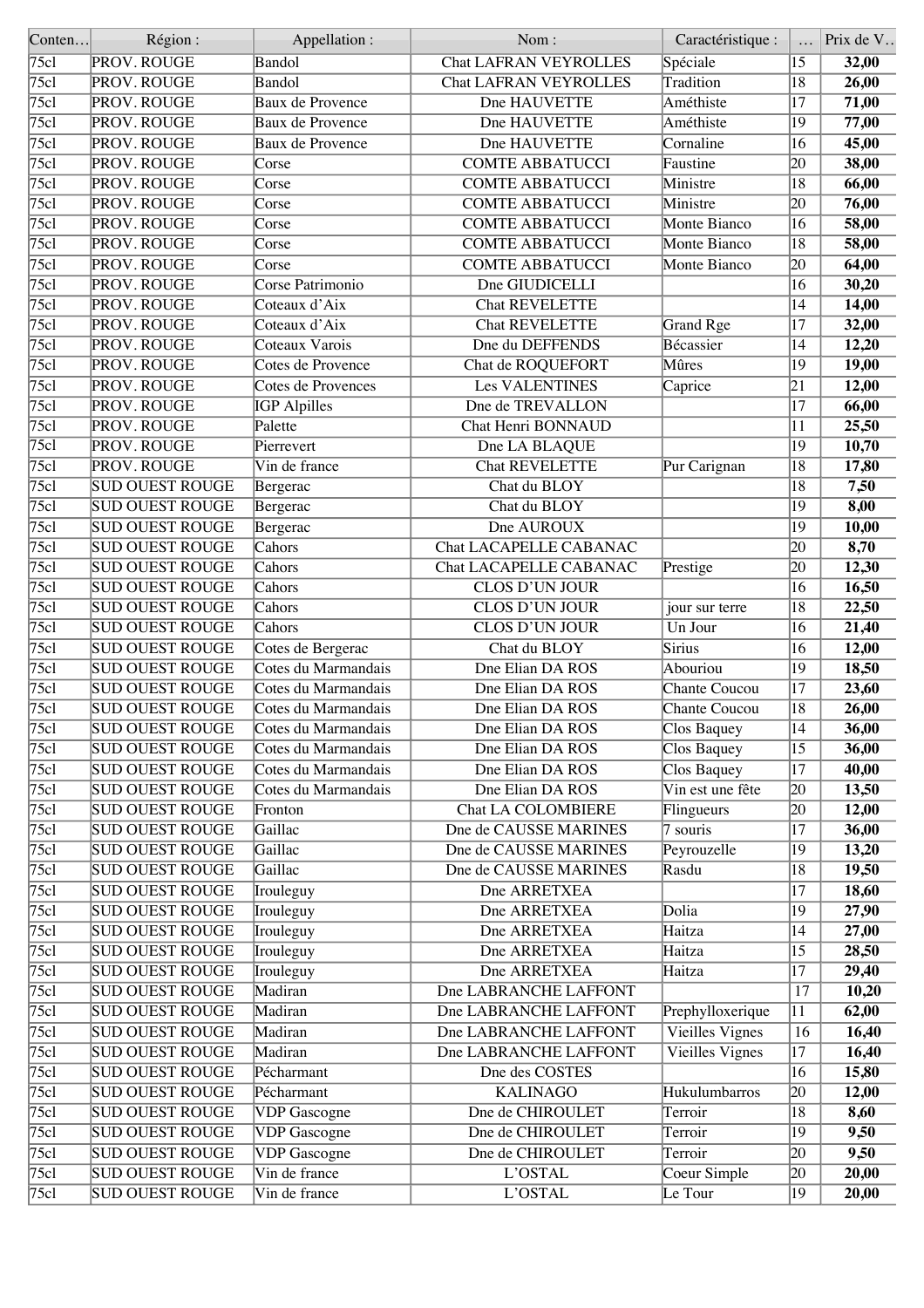| Conten… | Région : | Appellation : | Nom : | Caractéristique : | … | Prix de V… |
|---|---|---|---|---|---|---|
| 75cl | PROV. ROUGE | Bandol | Chat LAFRAN VEYROLLES | Spéciale | 15 | **32,00** |
| 75cl | PROV. ROUGE | Bandol | Chat LAFRAN VEYROLLES | Tradition | 18 | **26,00** |
| 75cl | PROV. ROUGE | Baux de Provence | Dne HAUVETTE | Améthiste | 17 | **71,00** |
| 75cl | PROV. ROUGE | Baux de Provence | Dne HAUVETTE | Améthiste | 19 | **77,00** |
| 75cl | PROV. ROUGE | Baux de Provence | Dne HAUVETTE | Cornaline | 16 | **45,00** |
| 75cl | PROV. ROUGE | Corse | COMTE ABBATUCCI | Faustine | 20 | **38,00** |
| 75cl | PROV. ROUGE | Corse | COMTE ABBATUCCI | Ministre | 18 | **66,00** |
| 75cl | PROV. ROUGE | Corse | COMTE ABBATUCCI | Ministre | 20 | **76,00** |
| 75cl | PROV. ROUGE | Corse | COMTE ABBATUCCI | Monte Bianco | 16 | **58,00** |
| 75cl | PROV. ROUGE | Corse | COMTE ABBATUCCI | Monte Bianco | 18 | **58,00** |
| 75cl | PROV. ROUGE | Corse | COMTE ABBATUCCI | Monte Bianco | 20 | **64,00** |
| 75cl | PROV. ROUGE | Corse Patrimonio | Dne GIUDICELLI | | 16 | **30,20** |
| 75cl | PROV. ROUGE | Coteaux d'Aix | Chat REVELETTE | | 14 | **14,00** |
| 75cl | PROV. ROUGE | Coteaux d'Aix | Chat REVELETTE | Grand Rge | 17 | **32,00** |
| 75cl | PROV. ROUGE | Coteaux Varois | Dne du DEFFENDS | Bécassier | 14 | **12,20** |
| 75cl | PROV. ROUGE | Cotes de Provence | Chat de ROQUEFORT | Mûres | 19 | **19,00** |
| 75cl | PROV. ROUGE | Cotes de Provences | Les VALENTINES | Caprice | 21 | **12,00** |
| 75cl | PROV. ROUGE | IGP Alpilles | Dne de TREVALLON | | 17 | **66,00** |
| 75cl | PROV. ROUGE | Palette | Chat Henri BONNAUD | | 11 | **25,50** |
| 75cl | PROV. ROUGE | Pierrevert | Dne LA BLAQUE | | 19 | **10,70** |
| 75cl | PROV. ROUGE | Vin de france | Chat REVELETTE | Pur Carignan | 18 | **17,80** |
| 75cl | SUD OUEST ROUGE | Bergerac | Chat du BLOY | | 18 | **7,50** |
| 75cl | SUD OUEST ROUGE | Bergerac | Chat du BLOY | | 19 | **8,00** |
| 75cl | SUD OUEST ROUGE | Bergerac | Dne AUROUX | | 19 | **10,00** |
| 75cl | SUD OUEST ROUGE | Cahors | Chat LACAPELLE CABANAC | | 20 | **8,70** |
| 75cl | SUD OUEST ROUGE | Cahors | Chat LACAPELLE CABANAC | Prestige | 20 | **12,30** |
| 75cl | SUD OUEST ROUGE | Cahors | CLOS D'UN JOUR | | 16 | **16,50** |
| 75cl | SUD OUEST ROUGE | Cahors | CLOS D'UN JOUR | jour sur terre | 18 | **22,50** |
| 75cl | SUD OUEST ROUGE | Cahors | CLOS D'UN JOUR | Un Jour | 16 | **21,40** |
| 75cl | SUD OUEST ROUGE | Cotes de Bergerac | Chat du BLOY | Sirius | 16 | **12,00** |
| 75cl | SUD OUEST ROUGE | Cotes du Marmandais | Dne Elian DA ROS | Abouriou | 19 | **18,50** |
| 75cl | SUD OUEST ROUGE | Cotes du Marmandais | Dne Elian DA ROS | Chante Coucou | 17 | **23,60** |
| 75cl | SUD OUEST ROUGE | Cotes du Marmandais | Dne Elian DA ROS | Chante Coucou | 18 | **26,00** |
| 75cl | SUD OUEST ROUGE | Cotes du Marmandais | Dne Elian DA ROS | Clos Baquey | 14 | **36,00** |
| 75cl | SUD OUEST ROUGE | Cotes du Marmandais | Dne Elian DA ROS | Clos Baquey | 15 | **36,00** |
| 75cl | SUD OUEST ROUGE | Cotes du Marmandais | Dne Elian DA ROS | Clos Baquey | 17 | **40,00** |
| 75cl | SUD OUEST ROUGE | Cotes du Marmandais | Dne Elian DA ROS | Vin est une fête | 20 | **13,50** |
| 75cl | SUD OUEST ROUGE | Fronton | Chat LA COLOMBIERE | Flingueurs | 20 | **12,00** |
| 75cl | SUD OUEST ROUGE | Gaillac | Dne de CAUSSE MARINES | 7 souris | 17 | **36,00** |
| 75cl | SUD OUEST ROUGE | Gaillac | Dne de CAUSSE MARINES | Peyrouzelle | 19 | **13,20** |
| 75cl | SUD OUEST ROUGE | Gaillac | Dne de CAUSSE MARINES | Rasdu | 18 | **19,50** |
| 75cl | SUD OUEST ROUGE | Irouleguy | Dne ARRETXEA | | 17 | **18,60** |
| 75cl | SUD OUEST ROUGE | Irouleguy | Dne ARRETXEA | Dolia | 19 | **27,90** |
| 75cl | SUD OUEST ROUGE | Irouleguy | Dne ARRETXEA | Haitza | 14 | **27,00** |
| 75cl | SUD OUEST ROUGE | Irouleguy | Dne ARRETXEA | Haitza | 15 | **28,50** |
| 75cl | SUD OUEST ROUGE | Irouleguy | Dne ARRETXEA | Haitza | 17 | **29,40** |
| 75cl | SUD OUEST ROUGE | Madiran | Dne LABRANCHE LAFFONT | | 17 | **10,20** |
| 75cl | SUD OUEST ROUGE | Madiran | Dne LABRANCHE LAFFONT | Prephylloxerique | 11 | **62,00** |
| 75cl | SUD OUEST ROUGE | Madiran | Dne LABRANCHE LAFFONT | Vieilles Vignes | 16 | **16,40** |
| 75cl | SUD OUEST ROUGE | Madiran | Dne LABRANCHE LAFFONT | Vieilles Vignes | 17 | **16,40** |
| 75cl | SUD OUEST ROUGE | Pécharmant | Dne des COSTES | | 16 | **15,80** |
| 75cl | SUD OUEST ROUGE | Pécharmant | KALINAGO | Hukulumbarros | 20 | **12,00** |
| 75cl | SUD OUEST ROUGE | VDP Gascogne | Dne de CHIROULET | Terroir | 18 | **8,60** |
| 75cl | SUD OUEST ROUGE | VDP Gascogne | Dne de CHIROULET | Terroir | 19 | **9,50** |
| 75cl | SUD OUEST ROUGE | VDP Gascogne | Dne de CHIROULET | Terroir | 20 | **9,50** |
| 75cl | SUD OUEST ROUGE | Vin de france | L'OSTAL | Coeur Simple | 20 | **20,00** |
| 75cl | SUD OUEST ROUGE | Vin de france | L'OSTAL | Le Tour | 19 | **20,00** |